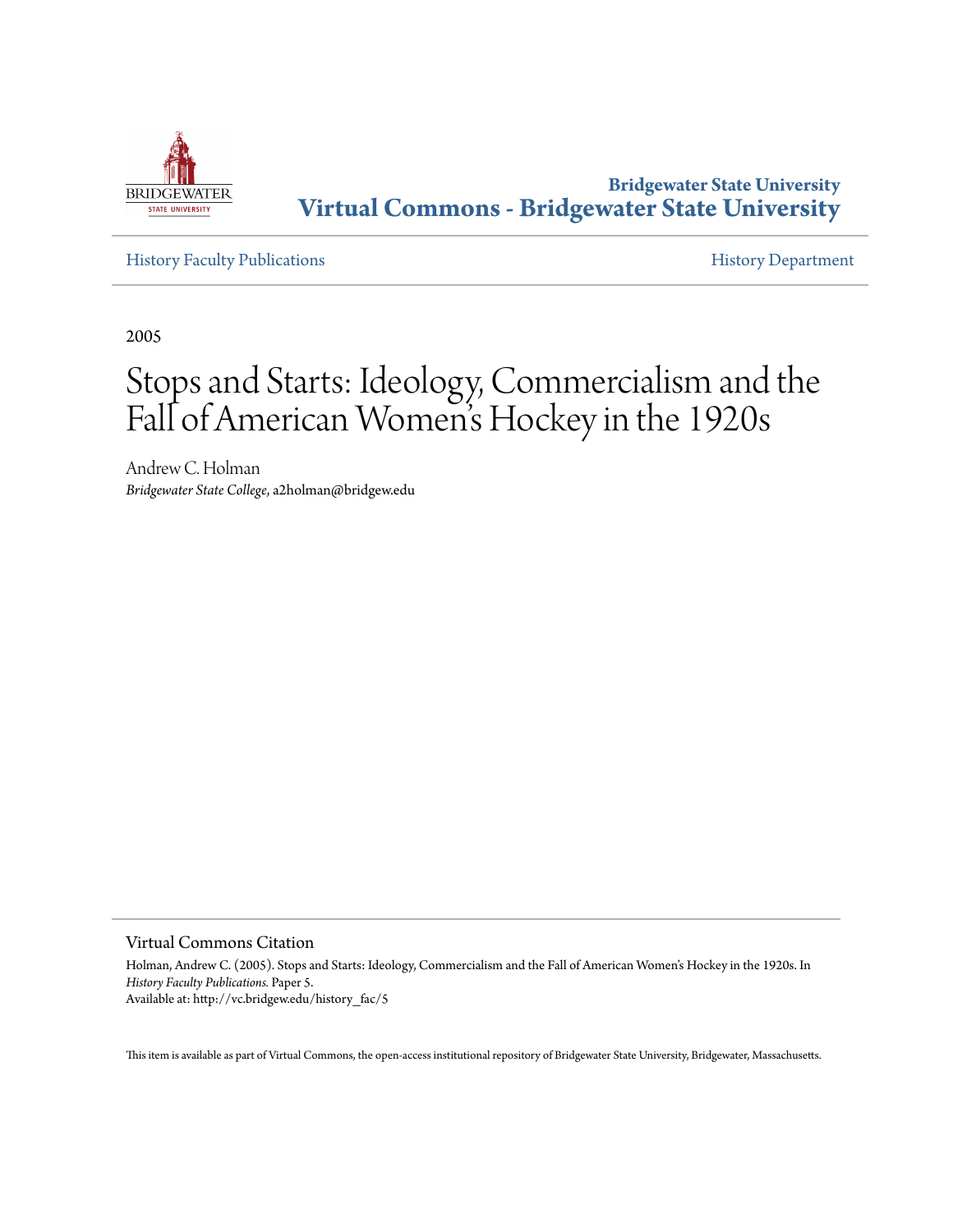**Bridgewater State University**
**Virtual Commons - Bridgewater State University**

History Faculty Publications | History Department

2005

# Stops and Starts: Ideology, Commercialism and the Fall of American Women's Hockey in the 1920s

Andrew C. Holman
*Bridgewater State College*, a2holman@bridgew.edu

## Virtual Commons Citation

Holman, Andrew C. (2005). Stops and Starts: Ideology, Commercialism and the Fall of American Women's Hockey in the 1920s. In *History Faculty Publications.* Paper 5.
Available at: http://vc.bridgew.edu/history_fac/5

This item is available as part of Virtual Commons, the open-access institutional repository of Bridgewater State University, Bridgewater, Massachusetts.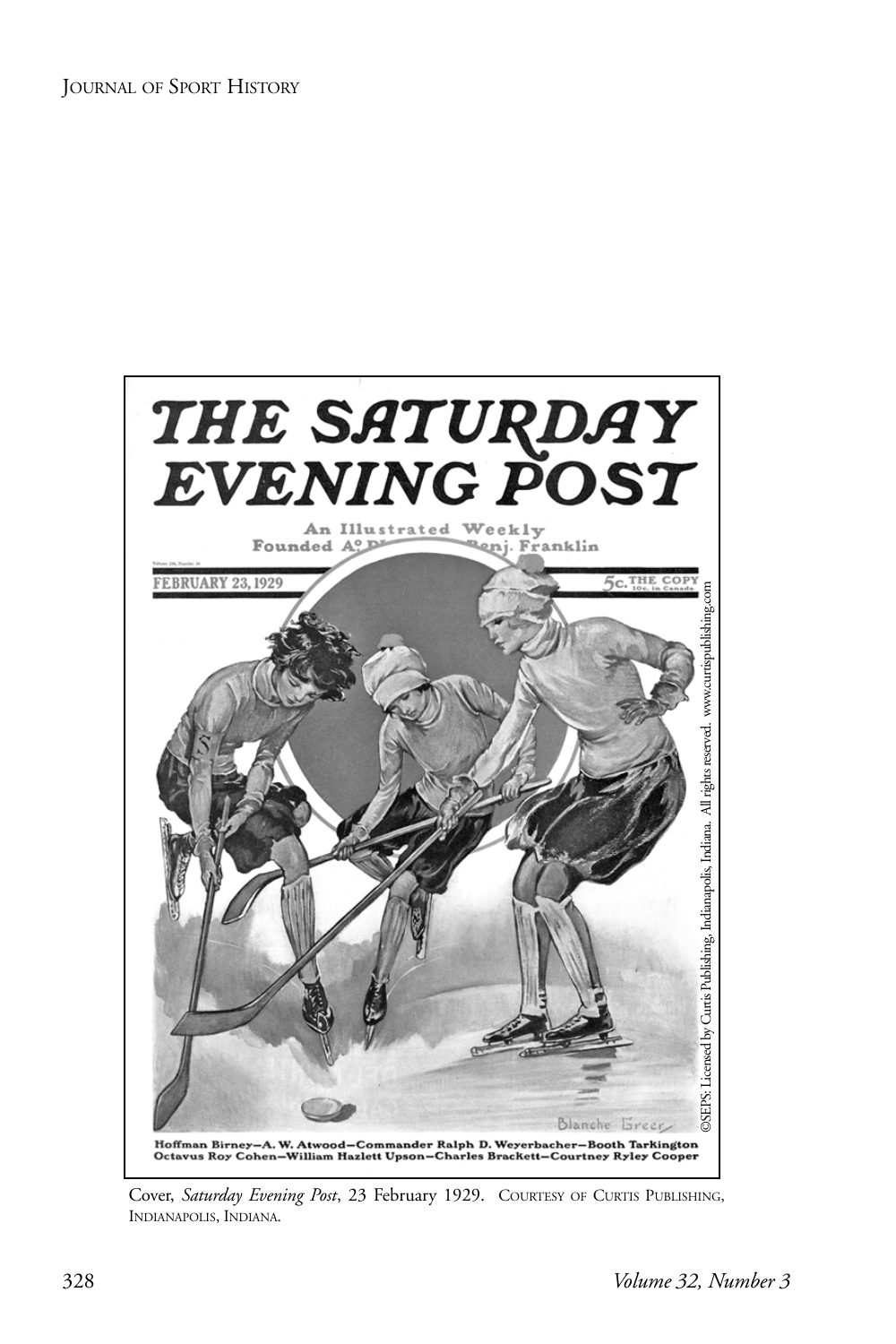Cover, *Saturday Evening Post*, 23 February 1929. COURTESY OF CURTIS PUBLISHING, INDIANAPOLIS, INDIANA.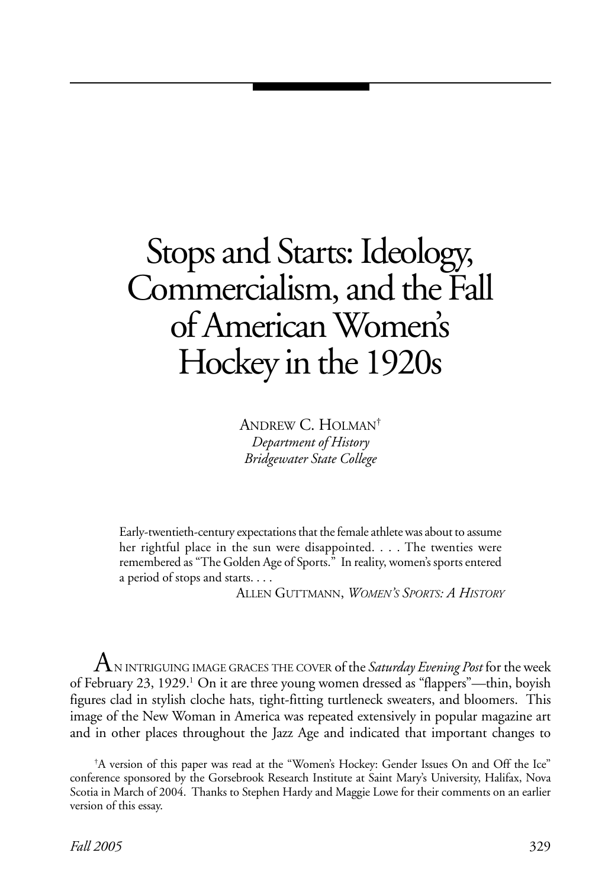# Stops and Starts: Ideology, Commercialism, and the Fall of American Women's Hockey in the 1920s

ANDREW C. HOLMAN[†]
*Department of History*
*Bridgewater State College*

> Early-twentieth-century expectations that the female athlete was about to assume her rightful place in the sun were disappointed. . . . The twenties were remembered as "The Golden Age of Sports." In reality, women's sports entered a period of stops and starts. . . .
>
> ALLEN GUTTMANN, *WOMEN'S SPORTS: A HISTORY*

AN INTRIGUING IMAGE GRACES THE COVER of the *Saturday Evening Post* for the week of February 23, 1929.[1] On it are three young women dressed as "flappers"—thin, boyish figures clad in stylish cloche hats, tight-fitting turtleneck sweaters, and bloomers. This image of the New Woman in America was repeated extensively in popular magazine art and in other places throughout the Jazz Age and indicated that important changes to

[†]A version of this paper was read at the "Women's Hockey: Gender Issues On and Off the Ice" conference sponsored by the Gorsebrook Research Institute at Saint Mary's University, Halifax, Nova Scotia in March of 2004. Thanks to Stephen Hardy and Maggie Lowe for their comments on an earlier version of this essay.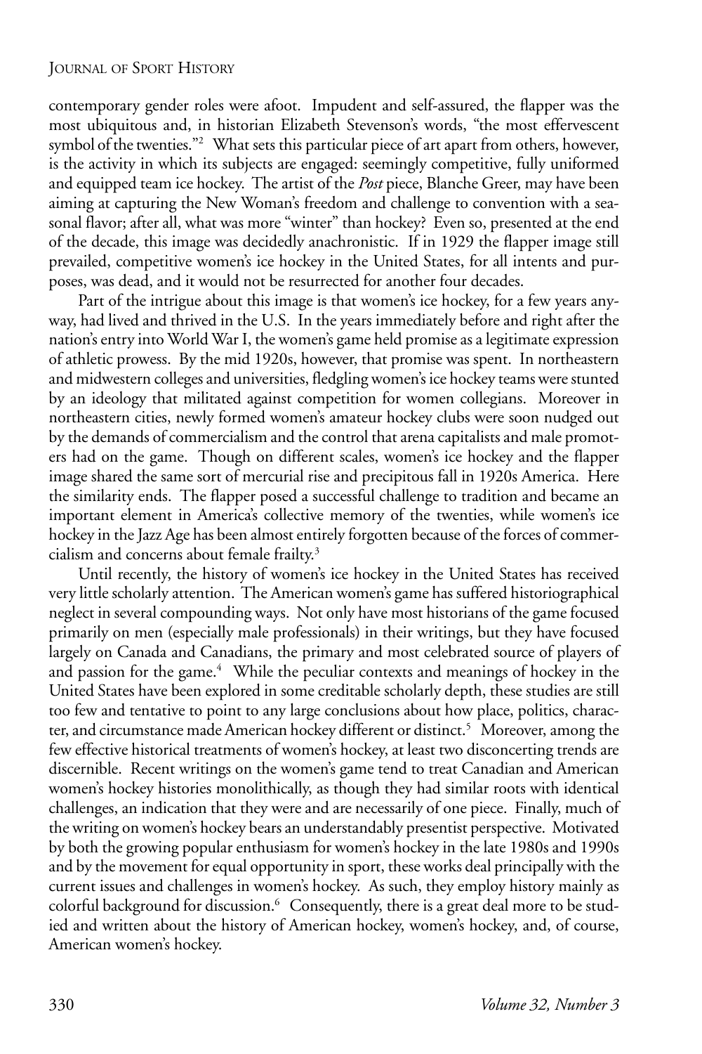contemporary gender roles were afoot. Impudent and self-assured, the flapper was the most ubiquitous and, in historian Elizabeth Stevenson's words, "the most effervescent symbol of the twenties."[2] What sets this particular piece of art apart from others, however, is the activity in which its subjects are engaged: seemingly competitive, fully uniformed and equipped team ice hockey. The artist of the *Post* piece, Blanche Greer, may have been aiming at capturing the New Woman's freedom and challenge to convention with a seasonal flavor; after all, what was more "winter" than hockey? Even so, presented at the end of the decade, this image was decidedly anachronistic. If in 1929 the flapper image still prevailed, competitive women's ice hockey in the United States, for all intents and purposes, was dead, and it would not be resurrected for another four decades.

Part of the intrigue about this image is that women's ice hockey, for a few years anyway, had lived and thrived in the U.S. In the years immediately before and right after the nation's entry into World War I, the women's game held promise as a legitimate expression of athletic prowess. By the mid 1920s, however, that promise was spent. In northeastern and midwestern colleges and universities, fledgling women's ice hockey teams were stunted by an ideology that militated against competition for women collegians. Moreover in northeastern cities, newly formed women's amateur hockey clubs were soon nudged out by the demands of commercialism and the control that arena capitalists and male promoters had on the game. Though on different scales, women's ice hockey and the flapper image shared the same sort of mercurial rise and precipitous fall in 1920s America. Here the similarity ends. The flapper posed a successful challenge to tradition and became an important element in America's collective memory of the twenties, while women's ice hockey in the Jazz Age has been almost entirely forgotten because of the forces of commercialism and concerns about female frailty.[3]

Until recently, the history of women's ice hockey in the United States has received very little scholarly attention. The American women's game has suffered historiographical neglect in several compounding ways. Not only have most historians of the game focused primarily on men (especially male professionals) in their writings, but they have focused largely on Canada and Canadians, the primary and most celebrated source of players of and passion for the game.[4] While the peculiar contexts and meanings of hockey in the United States have been explored in some creditable scholarly depth, these studies are still too few and tentative to point to any large conclusions about how place, politics, character, and circumstance made American hockey different or distinct.[5] Moreover, among the few effective historical treatments of women's hockey, at least two disconcerting trends are discernible. Recent writings on the women's game tend to treat Canadian and American women's hockey histories monolithically, as though they had similar roots with identical challenges, an indication that they were and are necessarily of one piece. Finally, much of the writing on women's hockey bears an understandably presentist perspective. Motivated by both the growing popular enthusiasm for women's hockey in the late 1980s and 1990s and by the movement for equal opportunity in sport, these works deal principally with the current issues and challenges in women's hockey. As such, they employ history mainly as colorful background for discussion.[6] Consequently, there is a great deal more to be studied and written about the history of American hockey, women's hockey, and, of course, American women's hockey.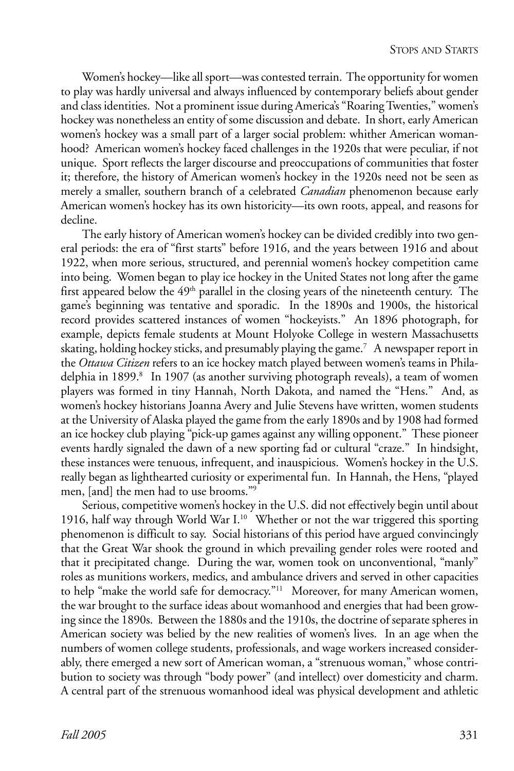Women's hockey—like all sport—was contested terrain. The opportunity for women to play was hardly universal and always influenced by contemporary beliefs about gender and class identities. Not a prominent issue during America's "Roaring Twenties," women's hockey was nonetheless an entity of some discussion and debate. In short, early American women's hockey was a small part of a larger social problem: whither American womanhood? American women's hockey faced challenges in the 1920s that were peculiar, if not unique. Sport reflects the larger discourse and preoccupations of communities that foster it; therefore, the history of American women's hockey in the 1920s need not be seen as merely a smaller, southern branch of a celebrated *Canadian* phenomenon because early American women's hockey has its own historicity—its own roots, appeal, and reasons for decline.

The early history of American women's hockey can be divided credibly into two general periods: the era of "first starts" before 1916, and the years between 1916 and about 1922, when more serious, structured, and perennial women's hockey competition came into being. Women began to play ice hockey in the United States not long after the game first appeared below the 49th parallel in the closing years of the nineteenth century. The game's beginning was tentative and sporadic. In the 1890s and 1900s, the historical record provides scattered instances of women "hockeyists." An 1896 photograph, for example, depicts female students at Mount Holyoke College in western Massachusetts skating, holding hockey sticks, and presumably playing the game.[7] A newspaper report in the *Ottawa Citizen* refers to an ice hockey match played between women's teams in Philadelphia in 1899.[8] In 1907 (as another surviving photograph reveals), a team of women players was formed in tiny Hannah, North Dakota, and named the "Hens." And, as women's hockey historians Joanna Avery and Julie Stevens have written, women students at the University of Alaska played the game from the early 1890s and by 1908 had formed an ice hockey club playing "pick-up games against any willing opponent." These pioneer events hardly signaled the dawn of a new sporting fad or cultural "craze." In hindsight, these instances were tenuous, infrequent, and inauspicious. Women's hockey in the U.S. really began as lighthearted curiosity or experimental fun. In Hannah, the Hens, "played men, [and] the men had to use brooms."[9]

Serious, competitive women's hockey in the U.S. did not effectively begin until about 1916, half way through World War I.[10] Whether or not the war triggered this sporting phenomenon is difficult to say. Social historians of this period have argued convincingly that the Great War shook the ground in which prevailing gender roles were rooted and that it precipitated change. During the war, women took on unconventional, "manly" roles as munitions workers, medics, and ambulance drivers and served in other capacities to help "make the world safe for democracy."[11] Moreover, for many American women, the war brought to the surface ideas about womanhood and energies that had been growing since the 1890s. Between the 1880s and the 1910s, the doctrine of separate spheres in American society was belied by the new realities of women's lives. In an age when the numbers of women college students, professionals, and wage workers increased considerably, there emerged a new sort of American woman, a "strenuous woman," whose contribution to society was through "body power" (and intellect) over domesticity and charm. A central part of the strenuous womanhood ideal was physical development and athletic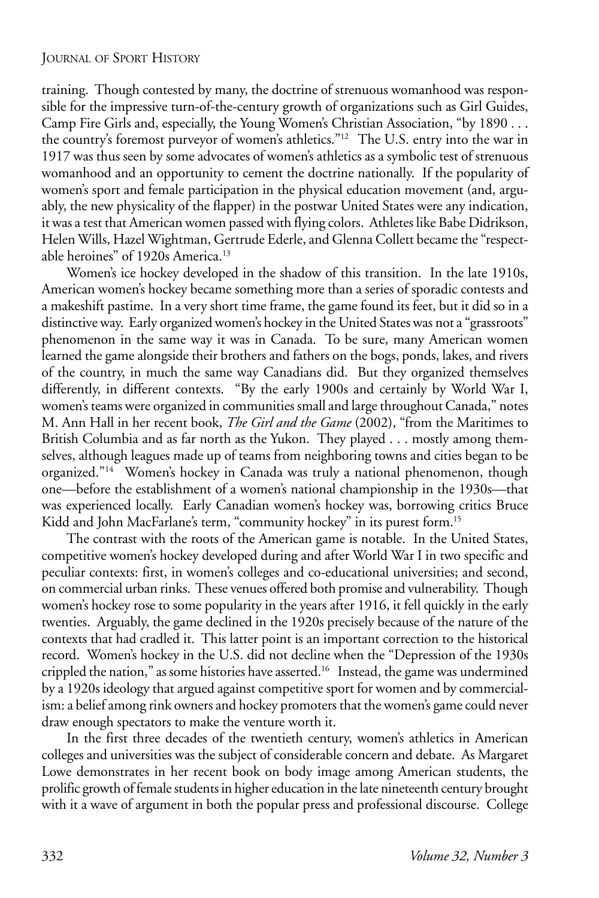training. Though contested by many, the doctrine of strenuous womanhood was responsible for the impressive turn-of-the-century growth of organizations such as Girl Guides, Camp Fire Girls and, especially, the Young Women's Christian Association, "by 1890 . . . the country's foremost purveyor of women's athletics."[12] The U.S. entry into the war in 1917 was thus seen by some advocates of women's athletics as a symbolic test of strenuous womanhood and an opportunity to cement the doctrine nationally. If the popularity of women's sport and female participation in the physical education movement (and, arguably, the new physicality of the flapper) in the postwar United States were any indication, it was a test that American women passed with flying colors. Athletes like Babe Didrikson, Helen Wills, Hazel Wightman, Gertrude Ederle, and Glenna Collett became the "respectable heroines" of 1920s America.[13]

Women's ice hockey developed in the shadow of this transition. In the late 1910s, American women's hockey became something more than a series of sporadic contests and a makeshift pastime. In a very short time frame, the game found its feet, but it did so in a distinctive way. Early organized women's hockey in the United States was not a "grassroots" phenomenon in the same way it was in Canada. To be sure, many American women learned the game alongside their brothers and fathers on the bogs, ponds, lakes, and rivers of the country, in much the same way Canadians did. But they organized themselves differently, in different contexts. "By the early 1900s and certainly by World War I, women's teams were organized in communities small and large throughout Canada," notes M. Ann Hall in her recent book, *The Girl and the Game* (2002), "from the Maritimes to British Columbia and as far north as the Yukon. They played . . . mostly among themselves, although leagues made up of teams from neighboring towns and cities began to be organized."[14] Women's hockey in Canada was truly a national phenomenon, though one—before the establishment of a women's national championship in the 1930s—that was experienced locally. Early Canadian women's hockey was, borrowing critics Bruce Kidd and John MacFarlane's term, "community hockey" in its purest form.[15]

The contrast with the roots of the American game is notable. In the United States, competitive women's hockey developed during and after World War I in two specific and peculiar contexts: first, in women's colleges and co-educational universities; and second, on commercial urban rinks. These venues offered both promise and vulnerability. Though women's hockey rose to some popularity in the years after 1916, it fell quickly in the early twenties. Arguably, the game declined in the 1920s precisely because of the nature of the contexts that had cradled it. This latter point is an important correction to the historical record. Women's hockey in the U.S. did not decline when the "Depression of the 1930s crippled the nation," as some histories have asserted.[16] Instead, the game was undermined by a 1920s ideology that argued against competitive sport for women and by commercialism: a belief among rink owners and hockey promoters that the women's game could never draw enough spectators to make the venture worth it.

In the first three decades of the twentieth century, women's athletics in American colleges and universities was the subject of considerable concern and debate. As Margaret Lowe demonstrates in her recent book on body image among American students, the prolific growth of female students in higher education in the late nineteenth century brought with it a wave of argument in both the popular press and professional discourse. College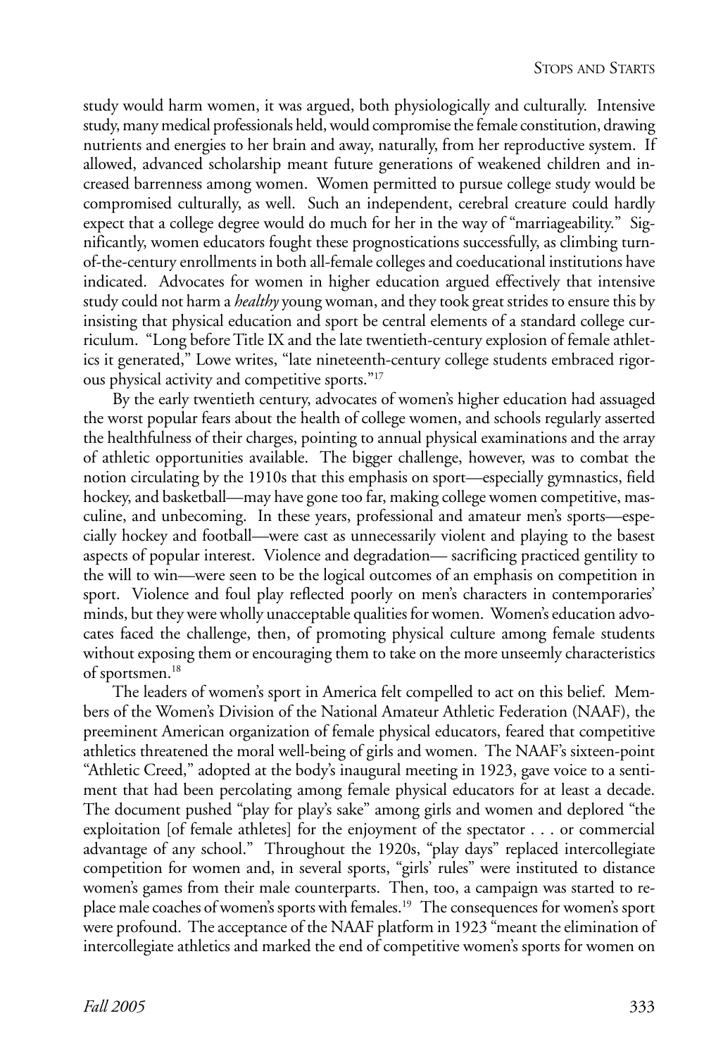study would harm women, it was argued, both physiologically and culturally. Intensive study, many medical professionals held, would compromise the female constitution, drawing nutrients and energies to her brain and away, naturally, from her reproductive system. If allowed, advanced scholarship meant future generations of weakened children and increased barrenness among women. Women permitted to pursue college study would be compromised culturally, as well. Such an independent, cerebral creature could hardly expect that a college degree would do much for her in the way of "marriageability." Significantly, women educators fought these prognostications successfully, as climbing turn-of-the-century enrollments in both all-female colleges and coeducational institutions have indicated. Advocates for women in higher education argued effectively that intensive study could not harm a *healthy* young woman, and they took great strides to ensure this by insisting that physical education and sport be central elements of a standard college curriculum. "Long before Title IX and the late twentieth-century explosion of female athletics it generated," Lowe writes, "late nineteenth-century college students embraced rigorous physical activity and competitive sports."[17]

By the early twentieth century, advocates of women's higher education had assuaged the worst popular fears about the health of college women, and schools regularly asserted the healthfulness of their charges, pointing to annual physical examinations and the array of athletic opportunities available. The bigger challenge, however, was to combat the notion circulating by the 1910s that this emphasis on sport—especially gymnastics, field hockey, and basketball—may have gone too far, making college women competitive, masculine, and unbecoming. In these years, professional and amateur men's sports—especially hockey and football—were cast as unnecessarily violent and playing to the basest aspects of popular interest. Violence and degradation— sacrificing practiced gentility to the will to win—were seen to be the logical outcomes of an emphasis on competition in sport. Violence and foul play reflected poorly on men's characters in contemporaries' minds, but they were wholly unacceptable qualities for women. Women's education advocates faced the challenge, then, of promoting physical culture among female students without exposing them or encouraging them to take on the more unseemly characteristics of sportsmen.[18]

The leaders of women's sport in America felt compelled to act on this belief. Members of the Women's Division of the National Amateur Athletic Federation (NAAF), the preeminent American organization of female physical educators, feared that competitive athletics threatened the moral well-being of girls and women. The NAAF's sixteen-point "Athletic Creed," adopted at the body's inaugural meeting in 1923, gave voice to a sentiment that had been percolating among female physical educators for at least a decade. The document pushed "play for play's sake" among girls and women and deplored "the exploitation [of female athletes] for the enjoyment of the spectator . . . or commercial advantage of any school." Throughout the 1920s, "play days" replaced intercollegiate competition for women and, in several sports, "girls' rules" were instituted to distance women's games from their male counterparts. Then, too, a campaign was started to replace male coaches of women's sports with females.[19] The consequences for women's sport were profound. The acceptance of the NAAF platform in 1923 "meant the elimination of intercollegiate athletics and marked the end of competitive women's sports for women on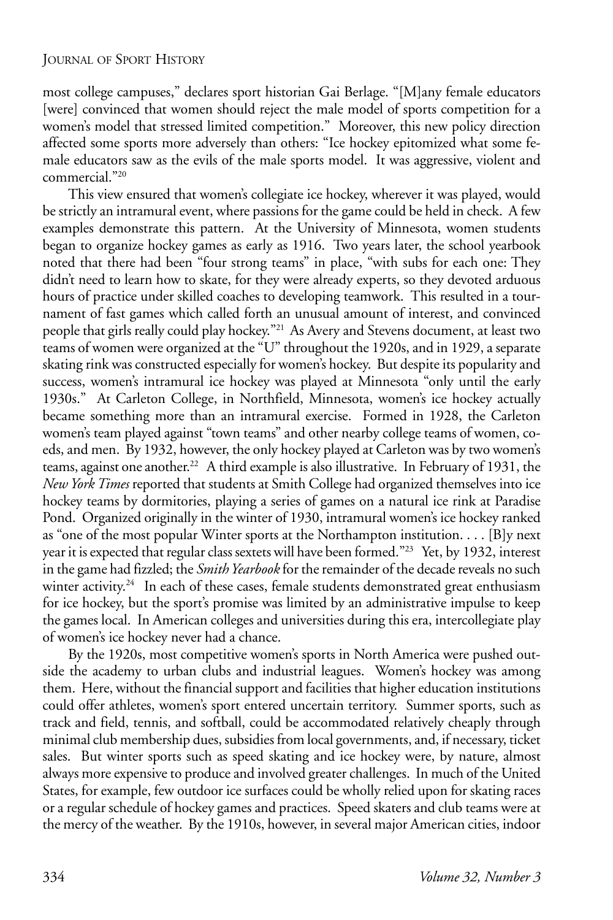most college campuses," declares sport historian Gai Berlage. "[M]any female educators [were] convinced that women should reject the male model of sports competition for a women's model that stressed limited competition." Moreover, this new policy direction affected some sports more adversely than others: "Ice hockey epitomized what some female educators saw as the evils of the male sports model. It was aggressive, violent and commercial."[20]

This view ensured that women's collegiate ice hockey, wherever it was played, would be strictly an intramural event, where passions for the game could be held in check. A few examples demonstrate this pattern. At the University of Minnesota, women students began to organize hockey games as early as 1916. Two years later, the school yearbook noted that there had been "four strong teams" in place, "with subs for each one: They didn't need to learn how to skate, for they were already experts, so they devoted arduous hours of practice under skilled coaches to developing teamwork. This resulted in a tournament of fast games which called forth an unusual amount of interest, and convinced people that girls really could play hockey."[21] As Avery and Stevens document, at least two teams of women were organized at the "U" throughout the 1920s, and in 1929, a separate skating rink was constructed especially for women's hockey. But despite its popularity and success, women's intramural ice hockey was played at Minnesota "only until the early 1930s." At Carleton College, in Northfield, Minnesota, women's ice hockey actually became something more than an intramural exercise. Formed in 1928, the Carleton women's team played against "town teams" and other nearby college teams of women, coeds, and men. By 1932, however, the only hockey played at Carleton was by two women's teams, against one another.[22] A third example is also illustrative. In February of 1931, the *New York Times* reported that students at Smith College had organized themselves into ice hockey teams by dormitories, playing a series of games on a natural ice rink at Paradise Pond. Organized originally in the winter of 1930, intramural women's ice hockey ranked as "one of the most popular Winter sports at the Northampton institution. . . . [B]y next year it is expected that regular class sextets will have been formed."[23] Yet, by 1932, interest in the game had fizzled; the *Smith Yearbook* for the remainder of the decade reveals no such winter activity.[24] In each of these cases, female students demonstrated great enthusiasm for ice hockey, but the sport's promise was limited by an administrative impulse to keep the games local. In American colleges and universities during this era, intercollegiate play of women's ice hockey never had a chance.

By the 1920s, most competitive women's sports in North America were pushed outside the academy to urban clubs and industrial leagues. Women's hockey was among them. Here, without the financial support and facilities that higher education institutions could offer athletes, women's sport entered uncertain territory. Summer sports, such as track and field, tennis, and softball, could be accommodated relatively cheaply through minimal club membership dues, subsidies from local governments, and, if necessary, ticket sales. But winter sports such as speed skating and ice hockey were, by nature, almost always more expensive to produce and involved greater challenges. In much of the United States, for example, few outdoor ice surfaces could be wholly relied upon for skating races or a regular schedule of hockey games and practices. Speed skaters and club teams were at the mercy of the weather. By the 1910s, however, in several major American cities, indoor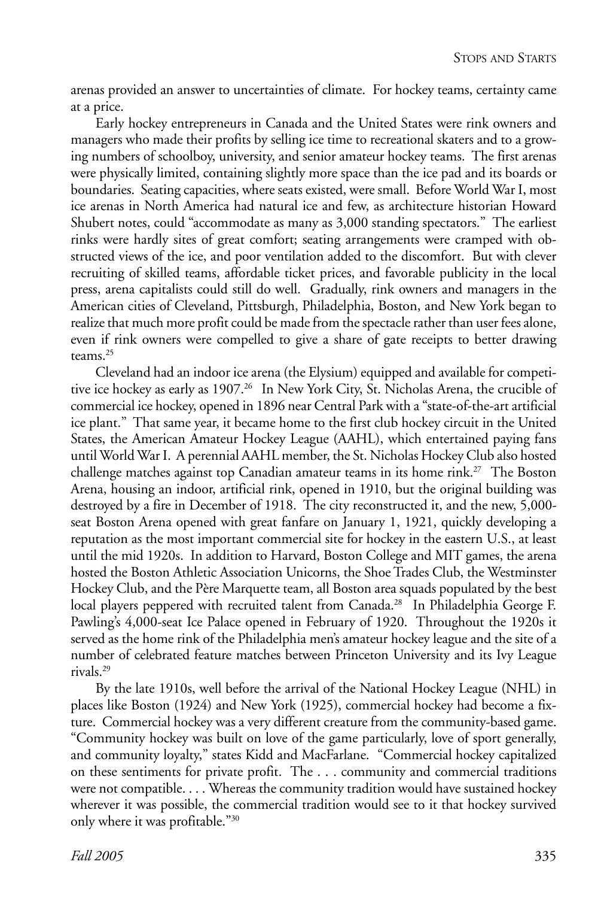arenas provided an answer to uncertainties of climate. For hockey teams, certainty came at a price.

Early hockey entrepreneurs in Canada and the United States were rink owners and managers who made their profits by selling ice time to recreational skaters and to a growing numbers of schoolboy, university, and senior amateur hockey teams. The first arenas were physically limited, containing slightly more space than the ice pad and its boards or boundaries. Seating capacities, where seats existed, were small. Before World War I, most ice arenas in North America had natural ice and few, as architecture historian Howard Shubert notes, could "accommodate as many as 3,000 standing spectators." The earliest rinks were hardly sites of great comfort; seating arrangements were cramped with obstructed views of the ice, and poor ventilation added to the discomfort. But with clever recruiting of skilled teams, affordable ticket prices, and favorable publicity in the local press, arena capitalists could still do well. Gradually, rink owners and managers in the American cities of Cleveland, Pittsburgh, Philadelphia, Boston, and New York began to realize that much more profit could be made from the spectacle rather than user fees alone, even if rink owners were compelled to give a share of gate receipts to better drawing teams.[25]

Cleveland had an indoor ice arena (the Elysium) equipped and available for competitive ice hockey as early as 1907.[26] In New York City, St. Nicholas Arena, the crucible of commercial ice hockey, opened in 1896 near Central Park with a "state-of-the-art artificial ice plant." That same year, it became home to the first club hockey circuit in the United States, the American Amateur Hockey League (AAHL), which entertained paying fans until World War I. A perennial AAHL member, the St. Nicholas Hockey Club also hosted challenge matches against top Canadian amateur teams in its home rink.[27] The Boston Arena, housing an indoor, artificial rink, opened in 1910, but the original building was destroyed by a fire in December of 1918. The city reconstructed it, and the new, 5,000-seat Boston Arena opened with great fanfare on January 1, 1921, quickly developing a reputation as the most important commercial site for hockey in the eastern U.S., at least until the mid 1920s. In addition to Harvard, Boston College and MIT games, the arena hosted the Boston Athletic Association Unicorns, the Shoe Trades Club, the Westminster Hockey Club, and the Père Marquette team, all Boston area squads populated by the best local players peppered with recruited talent from Canada.[28] In Philadelphia George F. Pawling's 4,000-seat Ice Palace opened in February of 1920. Throughout the 1920s it served as the home rink of the Philadelphia men's amateur hockey league and the site of a number of celebrated feature matches between Princeton University and its Ivy League rivals.[29]

By the late 1910s, well before the arrival of the National Hockey League (NHL) in places like Boston (1924) and New York (1925), commercial hockey had become a fixture. Commercial hockey was a very different creature from the community-based game. "Community hockey was built on love of the game particularly, love of sport generally, and community loyalty," states Kidd and MacFarlane. "Commercial hockey capitalized on these sentiments for private profit. The . . . community and commercial traditions were not compatible. . . . Whereas the community tradition would have sustained hockey wherever it was possible, the commercial tradition would see to it that hockey survived only where it was profitable."[30]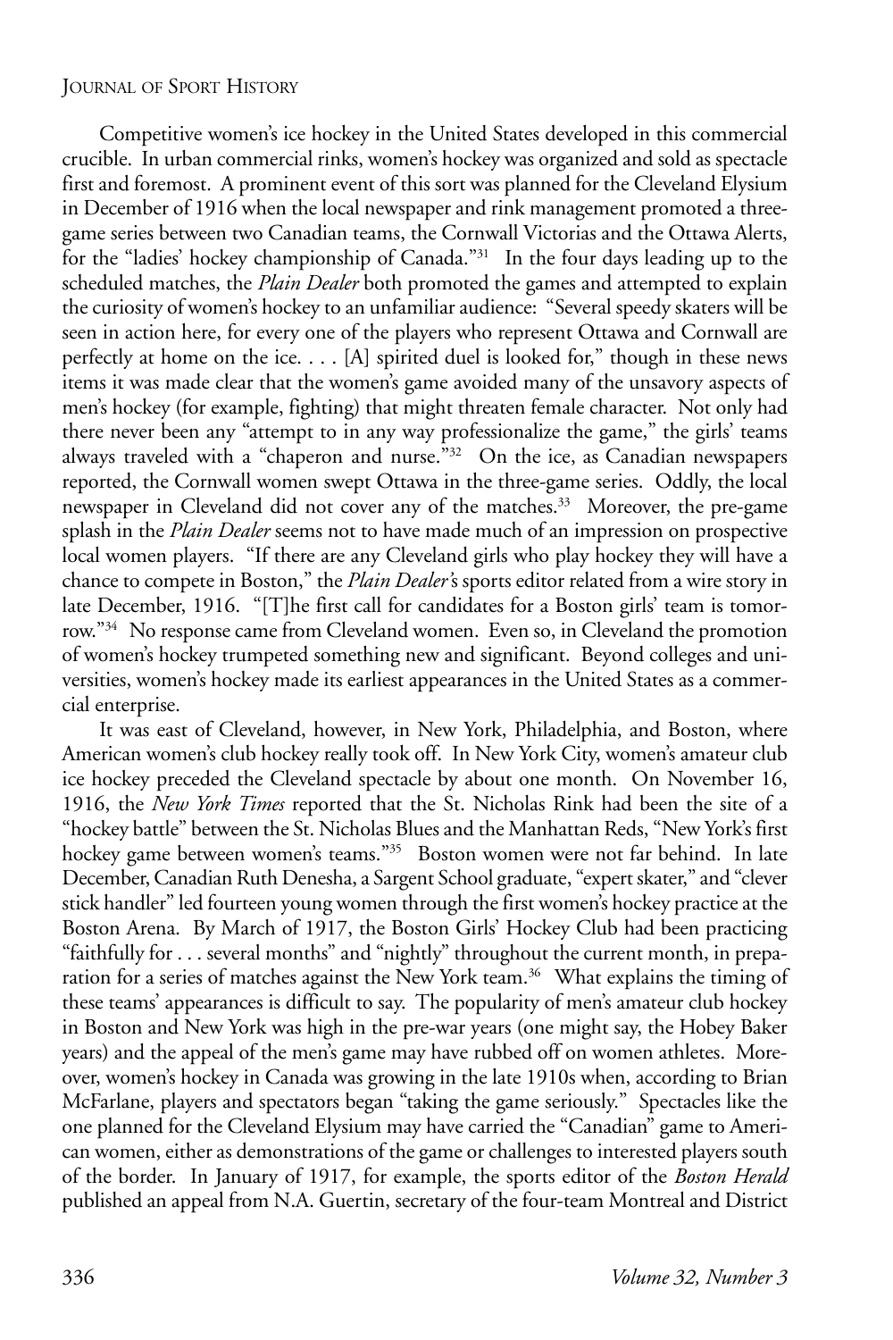Competitive women's ice hockey in the United States developed in this commercial crucible. In urban commercial rinks, women's hockey was organized and sold as spectacle first and foremost. A prominent event of this sort was planned for the Cleveland Elysium in December of 1916 when the local newspaper and rink management promoted a three-game series between two Canadian teams, the Cornwall Victorias and the Ottawa Alerts, for the "ladies' hockey championship of Canada."[31] In the four days leading up to the scheduled matches, the *Plain Dealer* both promoted the games and attempted to explain the curiosity of women's hockey to an unfamiliar audience: "Several speedy skaters will be seen in action here, for every one of the players who represent Ottawa and Cornwall are perfectly at home on the ice. . . . [A] spirited duel is looked for," though in these news items it was made clear that the women's game avoided many of the unsavory aspects of men's hockey (for example, fighting) that might threaten female character. Not only had there never been any "attempt to in any way professionalize the game," the girls' teams always traveled with a "chaperon and nurse."[32] On the ice, as Canadian newspapers reported, the Cornwall women swept Ottawa in the three-game series. Oddly, the local newspaper in Cleveland did not cover any of the matches.[33] Moreover, the pre-game splash in the *Plain Dealer* seems not to have made much of an impression on prospective local women players. "If there are any Cleveland girls who play hockey they will have a chance to compete in Boston," the *Plain Dealer's* sports editor related from a wire story in late December, 1916. "[T]he first call for candidates for a Boston girls' team is tomorrow."[34] No response came from Cleveland women. Even so, in Cleveland the promotion of women's hockey trumpeted something new and significant. Beyond colleges and universities, women's hockey made its earliest appearances in the United States as a commercial enterprise.

It was east of Cleveland, however, in New York, Philadelphia, and Boston, where American women's club hockey really took off. In New York City, women's amateur club ice hockey preceded the Cleveland spectacle by about one month. On November 16, 1916, the *New York Times* reported that the St. Nicholas Rink had been the site of a "hockey battle" between the St. Nicholas Blues and the Manhattan Reds, "New York's first hockey game between women's teams."[35] Boston women were not far behind. In late December, Canadian Ruth Denesha, a Sargent School graduate, "expert skater," and "clever stick handler" led fourteen young women through the first women's hockey practice at the Boston Arena. By March of 1917, the Boston Girls' Hockey Club had been practicing "faithfully for . . . several months" and "nightly" throughout the current month, in preparation for a series of matches against the New York team.[36] What explains the timing of these teams' appearances is difficult to say. The popularity of men's amateur club hockey in Boston and New York was high in the pre-war years (one might say, the Hobey Baker years) and the appeal of the men's game may have rubbed off on women athletes. Moreover, women's hockey in Canada was growing in the late 1910s when, according to Brian McFarlane, players and spectators began "taking the game seriously." Spectacles like the one planned for the Cleveland Elysium may have carried the "Canadian" game to American women, either as demonstrations of the game or challenges to interested players south of the border. In January of 1917, for example, the sports editor of the *Boston Herald* published an appeal from N.A. Guertin, secretary of the four-team Montreal and District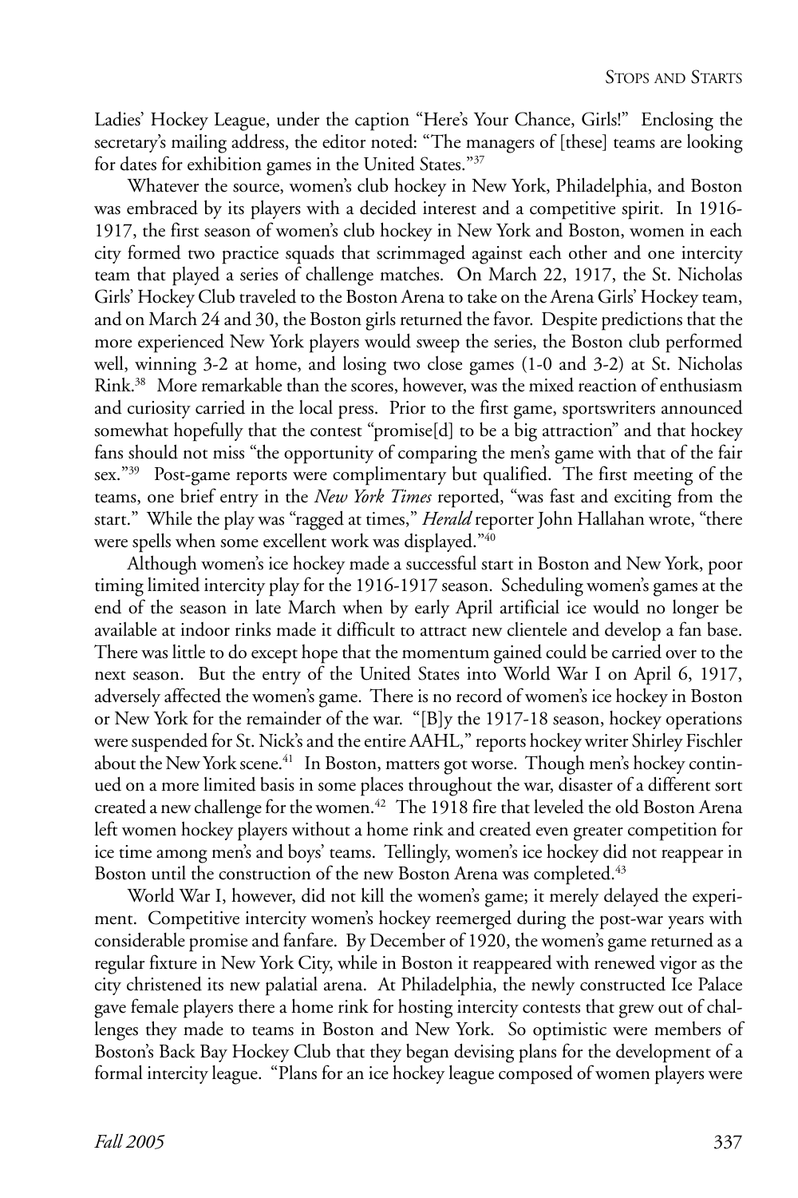Ladies' Hockey League, under the caption "Here's Your Chance, Girls!" Enclosing the secretary's mailing address, the editor noted: "The managers of [these] teams are looking for dates for exhibition games in the United States."[37]

Whatever the source, women's club hockey in New York, Philadelphia, and Boston was embraced by its players with a decided interest and a competitive spirit. In 1916-1917, the first season of women's club hockey in New York and Boston, women in each city formed two practice squads that scrimmaged against each other and one intercity team that played a series of challenge matches. On March 22, 1917, the St. Nicholas Girls' Hockey Club traveled to the Boston Arena to take on the Arena Girls' Hockey team, and on March 24 and 30, the Boston girls returned the favor. Despite predictions that the more experienced New York players would sweep the series, the Boston club performed well, winning 3-2 at home, and losing two close games (1-0 and 3-2) at St. Nicholas Rink.[38] More remarkable than the scores, however, was the mixed reaction of enthusiasm and curiosity carried in the local press. Prior to the first game, sportswriters announced somewhat hopefully that the contest "promise[d] to be a big attraction" and that hockey fans should not miss "the opportunity of comparing the men's game with that of the fair sex."[39] Post-game reports were complimentary but qualified. The first meeting of the teams, one brief entry in the *New York Times* reported, "was fast and exciting from the start." While the play was "ragged at times," *Herald* reporter John Hallahan wrote, "there were spells when some excellent work was displayed."[40]

Although women's ice hockey made a successful start in Boston and New York, poor timing limited intercity play for the 1916-1917 season. Scheduling women's games at the end of the season in late March when by early April artificial ice would no longer be available at indoor rinks made it difficult to attract new clientele and develop a fan base. There was little to do except hope that the momentum gained could be carried over to the next season. But the entry of the United States into World War I on April 6, 1917, adversely affected the women's game. There is no record of women's ice hockey in Boston or New York for the remainder of the war. "[B]y the 1917-18 season, hockey operations were suspended for St. Nick's and the entire AAHL," reports hockey writer Shirley Fischler about the New York scene.[41] In Boston, matters got worse. Though men's hockey continued on a more limited basis in some places throughout the war, disaster of a different sort created a new challenge for the women.[42] The 1918 fire that leveled the old Boston Arena left women hockey players without a home rink and created even greater competition for ice time among men's and boys' teams. Tellingly, women's ice hockey did not reappear in Boston until the construction of the new Boston Arena was completed.[43]

World War I, however, did not kill the women's game; it merely delayed the experiment. Competitive intercity women's hockey reemerged during the post-war years with considerable promise and fanfare. By December of 1920, the women's game returned as a regular fixture in New York City, while in Boston it reappeared with renewed vigor as the city christened its new palatial arena. At Philadelphia, the newly constructed Ice Palace gave female players there a home rink for hosting intercity contests that grew out of challenges they made to teams in Boston and New York. So optimistic were members of Boston's Back Bay Hockey Club that they began devising plans for the development of a formal intercity league. "Plans for an ice hockey league composed of women players were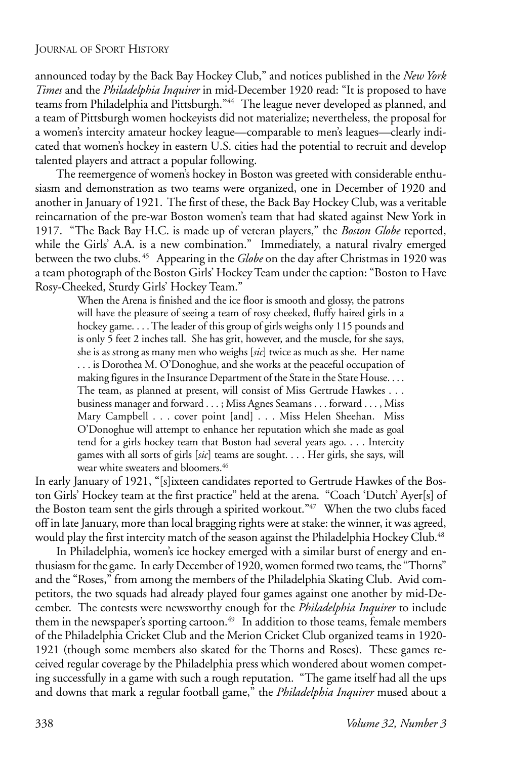announced today by the Back Bay Hockey Club," and notices published in the *New York Times* and the *Philadelphia Inquirer* in mid-December 1920 read: "It is proposed to have teams from Philadelphia and Pittsburgh."[44] The league never developed as planned, and a team of Pittsburgh women hockeyists did not materialize; nevertheless, the proposal for a women's intercity amateur hockey league—comparable to men's leagues—clearly indicated that women's hockey in eastern U.S. cities had the potential to recruit and develop talented players and attract a popular following.

The reemergence of women's hockey in Boston was greeted with considerable enthusiasm and demonstration as two teams were organized, one in December of 1920 and another in January of 1921. The first of these, the Back Bay Hockey Club, was a veritable reincarnation of the pre-war Boston women's team that had skated against New York in 1917. "The Back Bay H.C. is made up of veteran players," the *Boston Globe* reported, while the Girls' A.A. is a new combination." Immediately, a natural rivalry emerged between the two clubs.[45] Appearing in the *Globe* on the day after Christmas in 1920 was a team photograph of the Boston Girls' Hockey Team under the caption: "Boston to Have Rosy-Cheeked, Sturdy Girls' Hockey Team."

> When the Arena is finished and the ice floor is smooth and glossy, the patrons will have the pleasure of seeing a team of rosy cheeked, fluffy haired girls in a hockey game. . . . The leader of this group of girls weighs only 115 pounds and is only 5 feet 2 inches tall. She has grit, however, and the muscle, for she says, she is as strong as many men who weighs [*sic*] twice as much as she. Her name . . . is Dorothea M. O'Donoghue, and she works at the peaceful occupation of making figures in the Insurance Department of the State in the State House. . . . The team, as planned at present, will consist of Miss Gertrude Hawkes . . . business manager and forward . . . ; Miss Agnes Seamans . . . forward . . . , Miss Mary Campbell . . . cover point [and] . . . Miss Helen Sheehan. Miss O'Donoghue will attempt to enhance her reputation which she made as goal tend for a girls hockey team that Boston had several years ago. . . . Intercity games with all sorts of girls [*sic*] teams are sought. . . . Her girls, she says, will wear white sweaters and bloomers.[46]

In early January of 1921, "[s]ixteen candidates reported to Gertrude Hawkes of the Boston Girls' Hockey team at the first practice" held at the arena. "Coach 'Dutch' Ayer[s] of the Boston team sent the girls through a spirited workout."[47] When the two clubs faced off in late January, more than local bragging rights were at stake: the winner, it was agreed, would play the first intercity match of the season against the Philadelphia Hockey Club.[48]

In Philadelphia, women's ice hockey emerged with a similar burst of energy and enthusiasm for the game. In early December of 1920, women formed two teams, the "Thorns" and the "Roses," from among the members of the Philadelphia Skating Club. Avid competitors, the two squads had already played four games against one another by mid-December. The contests were newsworthy enough for the *Philadelphia Inquirer* to include them in the newspaper's sporting cartoon.[49] In addition to those teams, female members of the Philadelphia Cricket Club and the Merion Cricket Club organized teams in 1920-1921 (though some members also skated for the Thorns and Roses). These games received regular coverage by the Philadelphia press which wondered about women competing successfully in a game with such a rough reputation. "The game itself had all the ups and downs that mark a regular football game," the *Philadelphia Inquirer* mused about a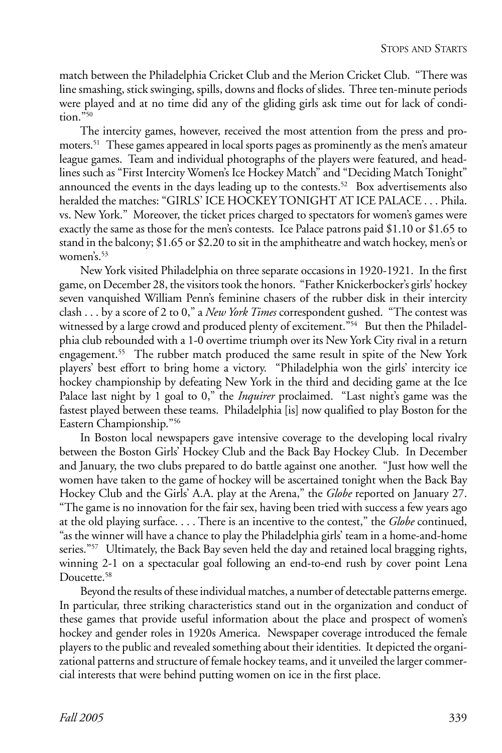match between the Philadelphia Cricket Club and the Merion Cricket Club. "There was line smashing, stick swinging, spills, downs and flocks of slides. Three ten-minute periods were played and at no time did any of the gliding girls ask time out for lack of condition."[50]

The intercity games, however, received the most attention from the press and promoters.[51] These games appeared in local sports pages as prominently as the men's amateur league games. Team and individual photographs of the players were featured, and headlines such as "First Intercity Women's Ice Hockey Match" and "Deciding Match Tonight" announced the events in the days leading up to the contests.[52] Box advertisements also heralded the matches: "GIRLS' ICE HOCKEY TONIGHT AT ICE PALACE . . . Phila. vs. New York." Moreover, the ticket prices charged to spectators for women's games were exactly the same as those for the men's contests. Ice Palace patrons paid $1.10 or $1.65 to stand in the balcony; $1.65 or $2.20 to sit in the amphitheatre and watch hockey, men's or women's.[53]

New York visited Philadelphia on three separate occasions in 1920-1921. In the first game, on December 28, the visitors took the honors. "Father Knickerbocker's girls' hockey seven vanquished William Penn's feminine chasers of the rubber disk in their intercity clash . . . by a score of 2 to 0," a *New York Times* correspondent gushed. "The contest was witnessed by a large crowd and produced plenty of excitement."[54] But then the Philadelphia club rebounded with a 1-0 overtime triumph over its New York City rival in a return engagement.[55] The rubber match produced the same result in spite of the New York players' best effort to bring home a victory. "Philadelphia won the girls' intercity ice hockey championship by defeating New York in the third and deciding game at the Ice Palace last night by 1 goal to 0," the *Inquirer* proclaimed. "Last night's game was the fastest played between these teams. Philadelphia [is] now qualified to play Boston for the Eastern Championship."[56]

In Boston local newspapers gave intensive coverage to the developing local rivalry between the Boston Girls' Hockey Club and the Back Bay Hockey Club. In December and January, the two clubs prepared to do battle against one another. "Just how well the women have taken to the game of hockey will be ascertained tonight when the Back Bay Hockey Club and the Girls' A.A. play at the Arena," the *Globe* reported on January 27. "The game is no innovation for the fair sex, having been tried with success a few years ago at the old playing surface. . . . There is an incentive to the contest," the *Globe* continued, "as the winner will have a chance to play the Philadelphia girls' team in a home-and-home series."[57] Ultimately, the Back Bay seven held the day and retained local bragging rights, winning 2-1 on a spectacular goal following an end-to-end rush by cover point Lena Doucette.[58]

Beyond the results of these individual matches, a number of detectable patterns emerge. In particular, three striking characteristics stand out in the organization and conduct of these games that provide useful information about the place and prospect of women's hockey and gender roles in 1920s America. Newspaper coverage introduced the female players to the public and revealed something about their identities. It depicted the organizational patterns and structure of female hockey teams, and it unveiled the larger commercial interests that were behind putting women on ice in the first place.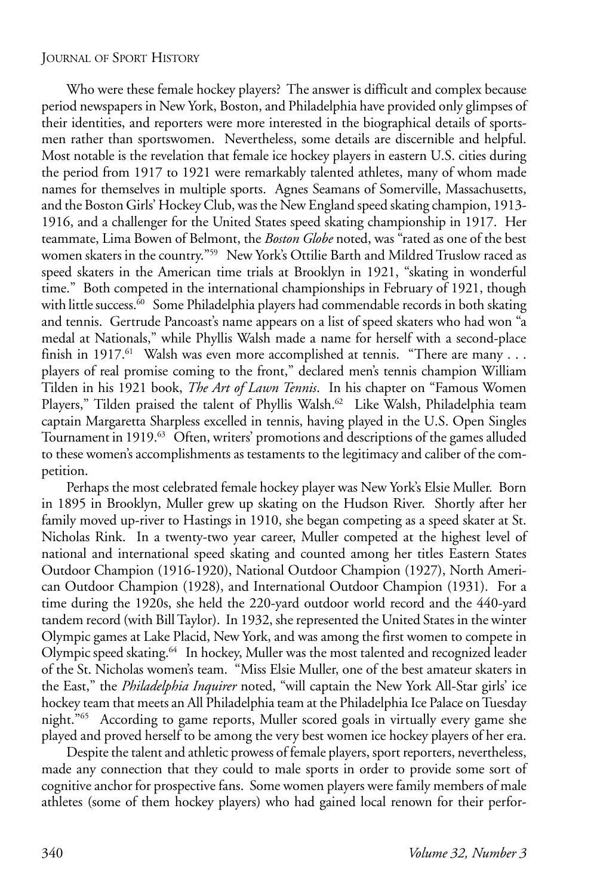Who were these female hockey players? The answer is difficult and complex because period newspapers in New York, Boston, and Philadelphia have provided only glimpses of their identities, and reporters were more interested in the biographical details of sportsmen rather than sportswomen. Nevertheless, some details are discernible and helpful. Most notable is the revelation that female ice hockey players in eastern U.S. cities during the period from 1917 to 1921 were remarkably talented athletes, many of whom made names for themselves in multiple sports. Agnes Seamans of Somerville, Massachusetts, and the Boston Girls' Hockey Club, was the New England speed skating champion, 1913-1916, and a challenger for the United States speed skating championship in 1917. Her teammate, Lima Bowen of Belmont, the *Boston Globe* noted, was "rated as one of the best women skaters in the country."[59] New York's Ottilie Barth and Mildred Truslow raced as speed skaters in the American time trials at Brooklyn in 1921, "skating in wonderful time." Both competed in the international championships in February of 1921, though with little success.[60] Some Philadelphia players had commendable records in both skating and tennis. Gertrude Pancoast's name appears on a list of speed skaters who had won "a medal at Nationals," while Phyllis Walsh made a name for herself with a second-place finish in 1917.[61] Walsh was even more accomplished at tennis. "There are many . . . players of real promise coming to the front," declared men's tennis champion William Tilden in his 1921 book, *The Art of Lawn Tennis*. In his chapter on "Famous Women Players," Tilden praised the talent of Phyllis Walsh.[62] Like Walsh, Philadelphia team captain Margaretta Sharpless excelled in tennis, having played in the U.S. Open Singles Tournament in 1919.[63] Often, writers' promotions and descriptions of the games alluded to these women's accomplishments as testaments to the legitimacy and caliber of the competition.

Perhaps the most celebrated female hockey player was New York's Elsie Muller. Born in 1895 in Brooklyn, Muller grew up skating on the Hudson River. Shortly after her family moved up-river to Hastings in 1910, she began competing as a speed skater at St. Nicholas Rink. In a twenty-two year career, Muller competed at the highest level of national and international speed skating and counted among her titles Eastern States Outdoor Champion (1916-1920), National Outdoor Champion (1927), North American Outdoor Champion (1928), and International Outdoor Champion (1931). For a time during the 1920s, she held the 220-yard outdoor world record and the 440-yard tandem record (with Bill Taylor). In 1932, she represented the United States in the winter Olympic games at Lake Placid, New York, and was among the first women to compete in Olympic speed skating.[64] In hockey, Muller was the most talented and recognized leader of the St. Nicholas women's team. "Miss Elsie Muller, one of the best amateur skaters in the East," the *Philadelphia Inquirer* noted, "will captain the New York All-Star girls' ice hockey team that meets an All Philadelphia team at the Philadelphia Ice Palace on Tuesday night."[65] According to game reports, Muller scored goals in virtually every game she played and proved herself to be among the very best women ice hockey players of her era.

Despite the talent and athletic prowess of female players, sport reporters, nevertheless, made any connection that they could to male sports in order to provide some sort of cognitive anchor for prospective fans. Some women players were family members of male athletes (some of them hockey players) who had gained local renown for their perfor-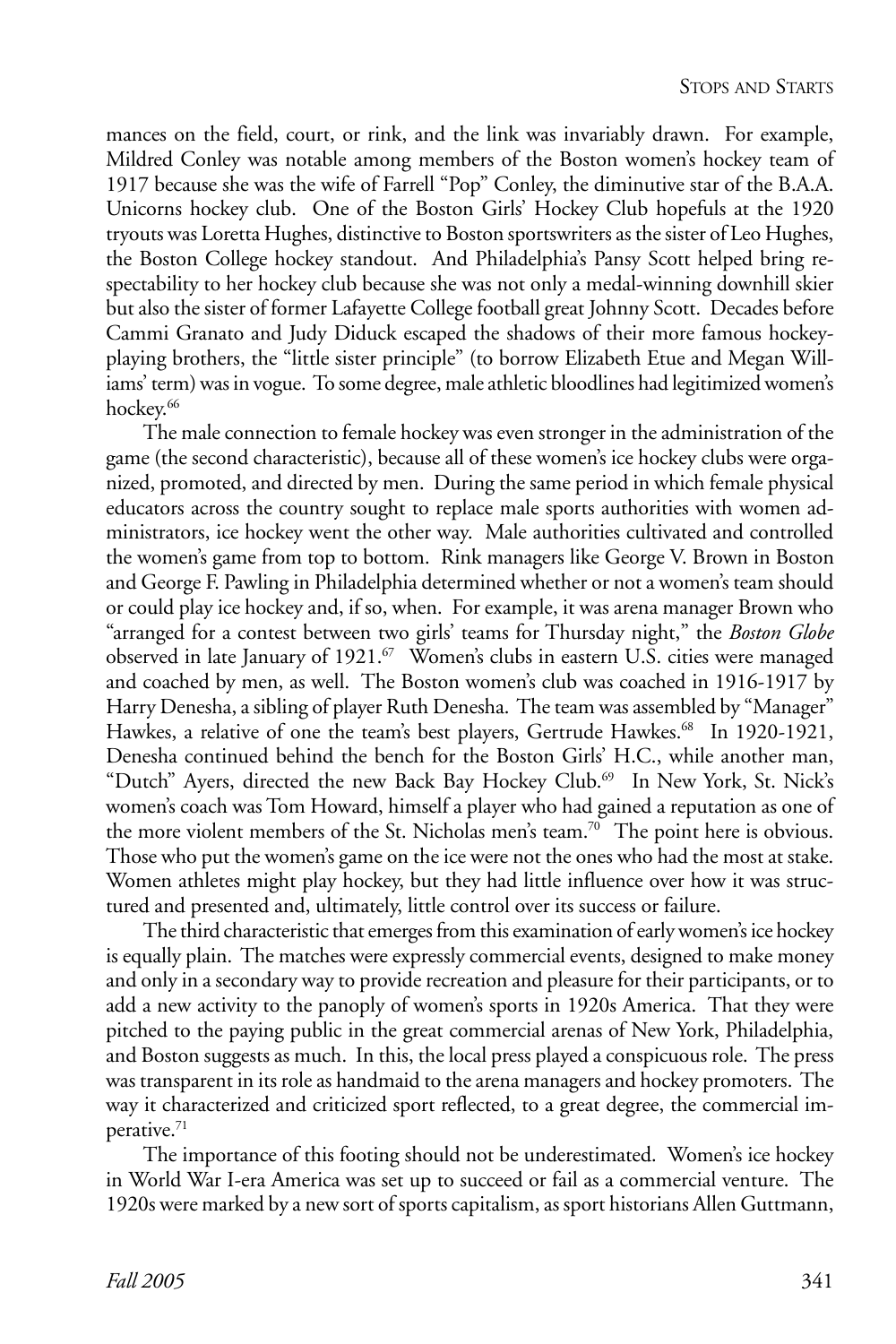mances on the field, court, or rink, and the link was invariably drawn. For example, Mildred Conley was notable among members of the Boston women's hockey team of 1917 because she was the wife of Farrell "Pop" Conley, the diminutive star of the B.A.A. Unicorns hockey club. One of the Boston Girls' Hockey Club hopefuls at the 1920 tryouts was Loretta Hughes, distinctive to Boston sportswriters as the sister of Leo Hughes, the Boston College hockey standout. And Philadelphia's Pansy Scott helped bring respectability to her hockey club because she was not only a medal-winning downhill skier but also the sister of former Lafayette College football great Johnny Scott. Decades before Cammi Granato and Judy Diduck escaped the shadows of their more famous hockey-playing brothers, the "little sister principle" (to borrow Elizabeth Etue and Megan Williams' term) was in vogue. To some degree, male athletic bloodlines had legitimized women's hockey.[66]

The male connection to female hockey was even stronger in the administration of the game (the second characteristic), because all of these women's ice hockey clubs were organized, promoted, and directed by men. During the same period in which female physical educators across the country sought to replace male sports authorities with women administrators, ice hockey went the other way. Male authorities cultivated and controlled the women's game from top to bottom. Rink managers like George V. Brown in Boston and George F. Pawling in Philadelphia determined whether or not a women's team should or could play ice hockey and, if so, when. For example, it was arena manager Brown who "arranged for a contest between two girls' teams for Thursday night," the *Boston Globe* observed in late January of 1921.[67] Women's clubs in eastern U.S. cities were managed and coached by men, as well. The Boston women's club was coached in 1916-1917 by Harry Denesha, a sibling of player Ruth Denesha. The team was assembled by "Manager" Hawkes, a relative of one the team's best players, Gertrude Hawkes.[68] In 1920-1921, Denesha continued behind the bench for the Boston Girls' H.C., while another man, "Dutch" Ayers, directed the new Back Bay Hockey Club.[69] In New York, St. Nick's women's coach was Tom Howard, himself a player who had gained a reputation as one of the more violent members of the St. Nicholas men's team.[70] The point here is obvious. Those who put the women's game on the ice were not the ones who had the most at stake. Women athletes might play hockey, but they had little influence over how it was structured and presented and, ultimately, little control over its success or failure.

The third characteristic that emerges from this examination of early women's ice hockey is equally plain. The matches were expressly commercial events, designed to make money and only in a secondary way to provide recreation and pleasure for their participants, or to add a new activity to the panoply of women's sports in 1920s America. That they were pitched to the paying public in the great commercial arenas of New York, Philadelphia, and Boston suggests as much. In this, the local press played a conspicuous role. The press was transparent in its role as handmaid to the arena managers and hockey promoters. The way it characterized and criticized sport reflected, to a great degree, the commercial imperative.[71]

The importance of this footing should not be underestimated. Women's ice hockey in World War I-era America was set up to succeed or fail as a commercial venture. The 1920s were marked by a new sort of sports capitalism, as sport historians Allen Guttmann,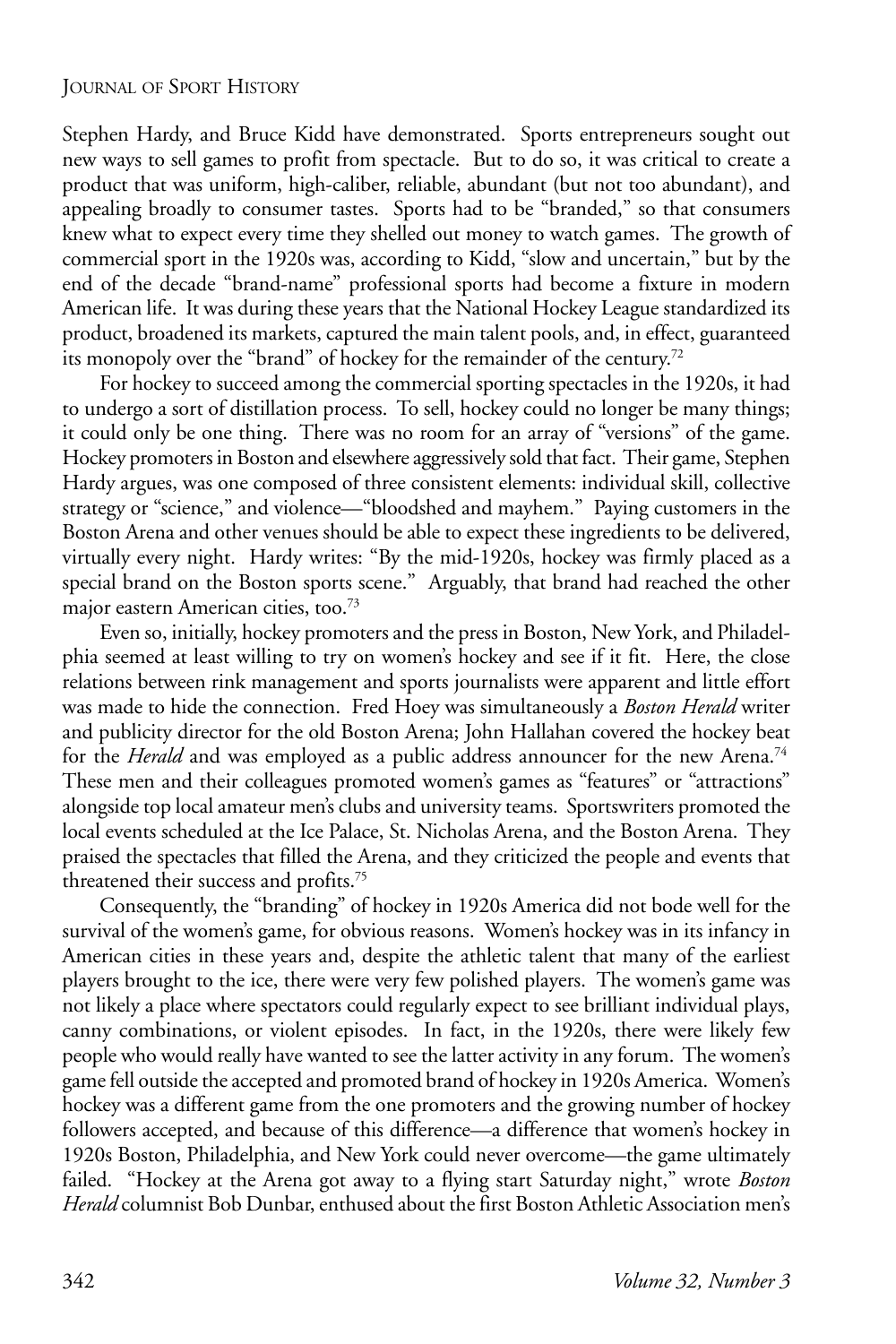Stephen Hardy, and Bruce Kidd have demonstrated. Sports entrepreneurs sought out new ways to sell games to profit from spectacle. But to do so, it was critical to create a product that was uniform, high-caliber, reliable, abundant (but not too abundant), and appealing broadly to consumer tastes. Sports had to be "branded," so that consumers knew what to expect every time they shelled out money to watch games. The growth of commercial sport in the 1920s was, according to Kidd, "slow and uncertain," but by the end of the decade "brand-name" professional sports had become a fixture in modern American life. It was during these years that the National Hockey League standardized its product, broadened its markets, captured the main talent pools, and, in effect, guaranteed its monopoly over the "brand" of hockey for the remainder of the century.[72]

For hockey to succeed among the commercial sporting spectacles in the 1920s, it had to undergo a sort of distillation process. To sell, hockey could no longer be many things; it could only be one thing. There was no room for an array of "versions" of the game. Hockey promoters in Boston and elsewhere aggressively sold that fact. Their game, Stephen Hardy argues, was one composed of three consistent elements: individual skill, collective strategy or "science," and violence—"bloodshed and mayhem." Paying customers in the Boston Arena and other venues should be able to expect these ingredients to be delivered, virtually every night. Hardy writes: "By the mid-1920s, hockey was firmly placed as a special brand on the Boston sports scene." Arguably, that brand had reached the other major eastern American cities, too.[73]

Even so, initially, hockey promoters and the press in Boston, New York, and Philadelphia seemed at least willing to try on women's hockey and see if it fit. Here, the close relations between rink management and sports journalists were apparent and little effort was made to hide the connection. Fred Hoey was simultaneously a *Boston Herald* writer and publicity director for the old Boston Arena; John Hallahan covered the hockey beat for the *Herald* and was employed as a public address announcer for the new Arena.[74] These men and their colleagues promoted women's games as "features" or "attractions" alongside top local amateur men's clubs and university teams. Sportswriters promoted the local events scheduled at the Ice Palace, St. Nicholas Arena, and the Boston Arena. They praised the spectacles that filled the Arena, and they criticized the people and events that threatened their success and profits.[75]

Consequently, the "branding" of hockey in 1920s America did not bode well for the survival of the women's game, for obvious reasons. Women's hockey was in its infancy in American cities in these years and, despite the athletic talent that many of the earliest players brought to the ice, there were very few polished players. The women's game was not likely a place where spectators could regularly expect to see brilliant individual plays, canny combinations, or violent episodes. In fact, in the 1920s, there were likely few people who would really have wanted to see the latter activity in any forum. The women's game fell outside the accepted and promoted brand of hockey in 1920s America. Women's hockey was a different game from the one promoters and the growing number of hockey followers accepted, and because of this difference—a difference that women's hockey in 1920s Boston, Philadelphia, and New York could never overcome—the game ultimately failed. "Hockey at the Arena got away to a flying start Saturday night," wrote *Boston Herald* columnist Bob Dunbar, enthused about the first Boston Athletic Association men's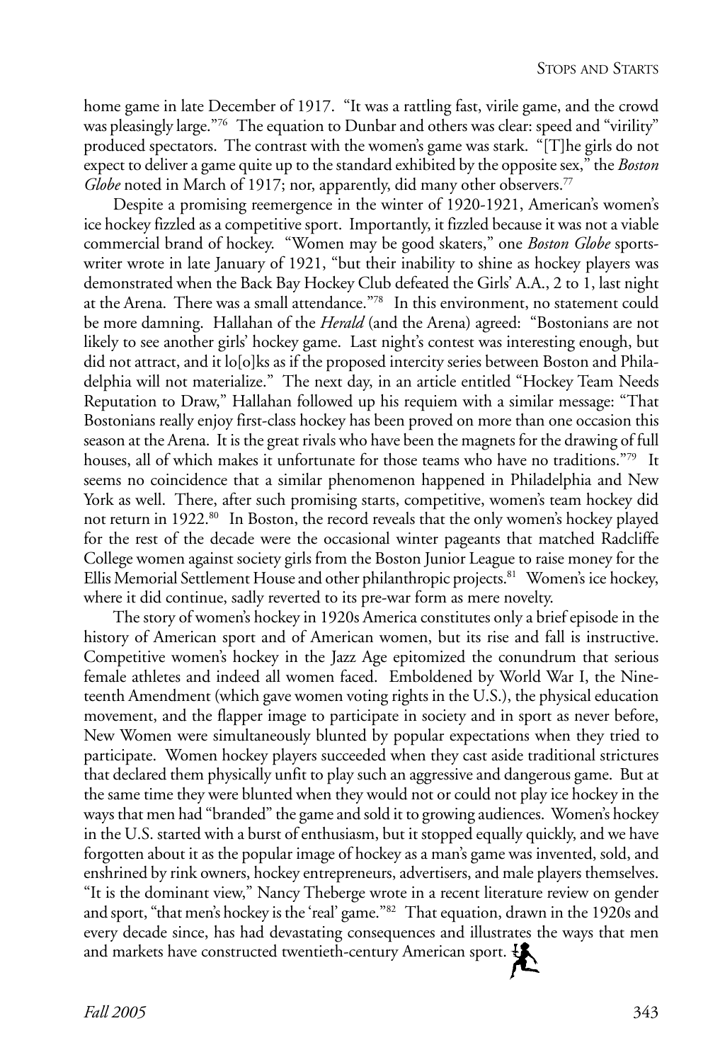home game in late December of 1917. "It was a rattling fast, virile game, and the crowd was pleasingly large."[76] The equation to Dunbar and others was clear: speed and "virility" produced spectators. The contrast with the women's game was stark. "[T]he girls do not expect to deliver a game quite up to the standard exhibited by the opposite sex," the *Boston Globe* noted in March of 1917; nor, apparently, did many other observers.[77]

Despite a promising reemergence in the winter of 1920-1921, American's women's ice hockey fizzled as a competitive sport. Importantly, it fizzled because it was not a viable commercial brand of hockey. "Women may be good skaters," one *Boston Globe* sportswriter wrote in late January of 1921, "but their inability to shine as hockey players was demonstrated when the Back Bay Hockey Club defeated the Girls' A.A., 2 to 1, last night at the Arena. There was a small attendance."[78] In this environment, no statement could be more damning. Hallahan of the *Herald* (and the Arena) agreed: "Bostonians are not likely to see another girls' hockey game. Last night's contest was interesting enough, but did not attract, and it lo[o]ks as if the proposed intercity series between Boston and Philadelphia will not materialize." The next day, in an article entitled "Hockey Team Needs Reputation to Draw," Hallahan followed up his requiem with a similar message: "That Bostonians really enjoy first-class hockey has been proved on more than one occasion this season at the Arena. It is the great rivals who have been the magnets for the drawing of full houses, all of which makes it unfortunate for those teams who have no traditions."[79] It seems no coincidence that a similar phenomenon happened in Philadelphia and New York as well. There, after such promising starts, competitive, women's team hockey did not return in 1922.[80] In Boston, the record reveals that the only women's hockey played for the rest of the decade were the occasional winter pageants that matched Radcliffe College women against society girls from the Boston Junior League to raise money for the Ellis Memorial Settlement House and other philanthropic projects.[81] Women's ice hockey, where it did continue, sadly reverted to its pre-war form as mere novelty.

The story of women's hockey in 1920s America constitutes only a brief episode in the history of American sport and of American women, but its rise and fall is instructive. Competitive women's hockey in the Jazz Age epitomized the conundrum that serious female athletes and indeed all women faced. Emboldened by World War I, the Nineteenth Amendment (which gave women voting rights in the U.S.), the physical education movement, and the flapper image to participate in society and in sport as never before, New Women were simultaneously blunted by popular expectations when they tried to participate. Women hockey players succeeded when they cast aside traditional strictures that declared them physically unfit to play such an aggressive and dangerous game. But at the same time they were blunted when they would not or could not play ice hockey in the ways that men had "branded" the game and sold it to growing audiences. Women's hockey in the U.S. started with a burst of enthusiasm, but it stopped equally quickly, and we have forgotten about it as the popular image of hockey as a man's game was invented, sold, and enshrined by rink owners, hockey entrepreneurs, advertisers, and male players themselves. "It is the dominant view," Nancy Theberge wrote in a recent literature review on gender and sport, "that men's hockey is the 'real' game."[82] That equation, drawn in the 1920s and every decade since, has had devastating consequences and illustrates the ways that men and markets have constructed twentieth-century American sport.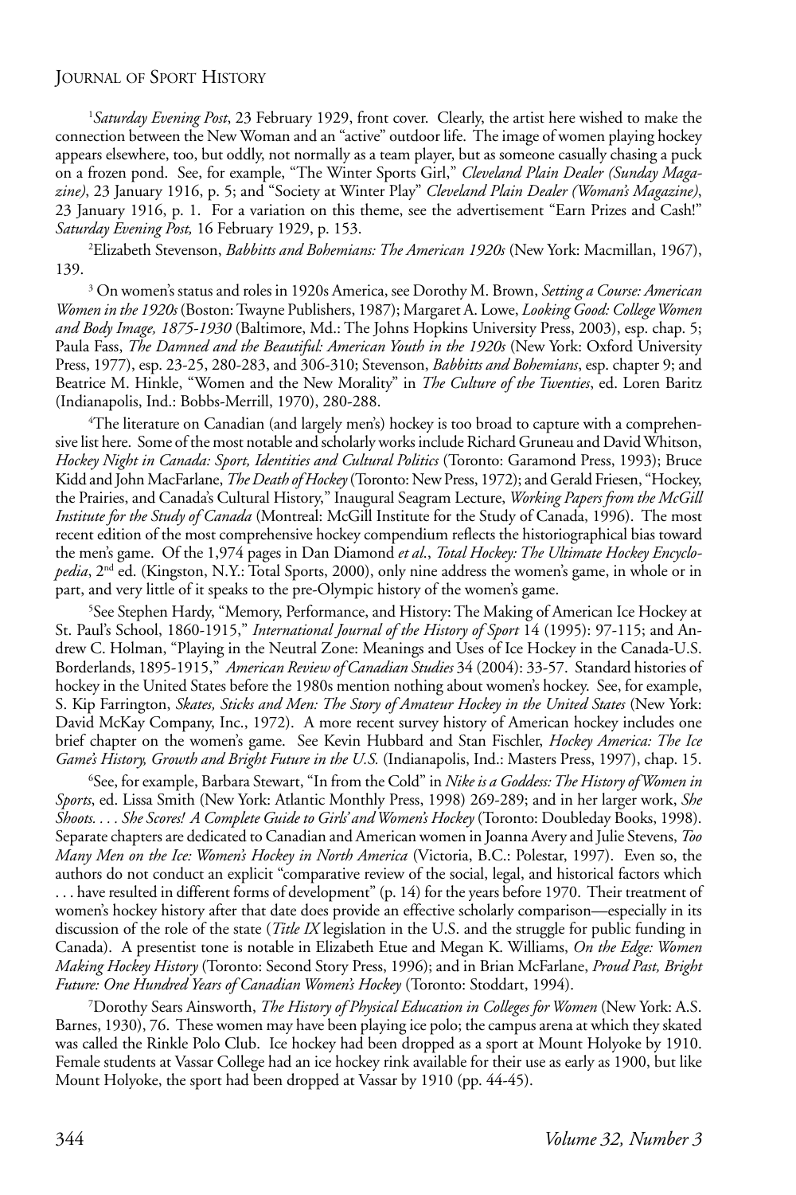[1]*Saturday Evening Post*, 23 February 1929, front cover. Clearly, the artist here wished to make the connection between the New Woman and an "active" outdoor life. The image of women playing hockey appears elsewhere, too, but oddly, not normally as a team player, but as someone casually chasing a puck on a frozen pond. See, for example, "The Winter Sports Girl," *Cleveland Plain Dealer (Sunday Magazine)*, 23 January 1916, p. 5; and "Society at Winter Play" *Cleveland Plain Dealer (Woman's Magazine)*, 23 January 1916, p. 1. For a variation on this theme, see the advertisement "Earn Prizes and Cash!" *Saturday Evening Post,* 16 February 1929, p. 153.

[2]Elizabeth Stevenson, *Babbitts and Bohemians: The American 1920s* (New York: Macmillan, 1967), 139.

[3] On women's status and roles in 1920s America, see Dorothy M. Brown, *Setting a Course: American Women in the 1920s* (Boston: Twayne Publishers, 1987); Margaret A. Lowe, *Looking Good: College Women and Body Image, 1875-1930* (Baltimore, Md.: The Johns Hopkins University Press, 2003), esp. chap. 5; Paula Fass, *The Damned and the Beautiful: American Youth in the 1920s* (New York: Oxford University Press, 1977), esp. 23-25, 280-283, and 306-310; Stevenson, *Babbitts and Bohemians*, esp. chapter 9; and Beatrice M. Hinkle, "Women and the New Morality" in *The Culture of the Twenties*, ed. Loren Baritz (Indianapolis, Ind.: Bobbs-Merrill, 1970), 280-288.

[4]The literature on Canadian (and largely men's) hockey is too broad to capture with a comprehensive list here. Some of the most notable and scholarly works include Richard Gruneau and David Whitson, *Hockey Night in Canada: Sport, Identities and Cultural Politics* (Toronto: Garamond Press, 1993); Bruce Kidd and John MacFarlane, *The Death of Hockey* (Toronto: New Press, 1972); and Gerald Friesen, "Hockey, the Prairies, and Canada's Cultural History," Inaugural Seagram Lecture, *Working Papers from the McGill Institute for the Study of Canada* (Montreal: McGill Institute for the Study of Canada, 1996). The most recent edition of the most comprehensive hockey compendium reflects the historiographical bias toward the men's game. Of the 1,974 pages in Dan Diamond *et al.*, *Total Hockey: The Ultimate Hockey Encyclopedia*, 2nd ed. (Kingston, N.Y.: Total Sports, 2000), only nine address the women's game, in whole or in part, and very little of it speaks to the pre-Olympic history of the women's game.

[5]See Stephen Hardy, "Memory, Performance, and History: The Making of American Ice Hockey at St. Paul's School, 1860-1915," *International Journal of the History of Sport* 14 (1995): 97-115; and Andrew C. Holman, "Playing in the Neutral Zone: Meanings and Uses of Ice Hockey in the Canada-U.S. Borderlands, 1895-1915," *American Review of Canadian Studies* 34 (2004): 33-57. Standard histories of hockey in the United States before the 1980s mention nothing about women's hockey. See, for example, S. Kip Farrington, *Skates, Sticks and Men: The Story of Amateur Hockey in the United States* (New York: David McKay Company, Inc., 1972). A more recent survey history of American hockey includes one brief chapter on the women's game. See Kevin Hubbard and Stan Fischler, *Hockey America: The Ice Game's History, Growth and Bright Future in the U.S.* (Indianapolis, Ind.: Masters Press, 1997), chap. 15.

[6]See, for example, Barbara Stewart, "In from the Cold" in *Nike is a Goddess: The History of Women in Sports*, ed. Lissa Smith (New York: Atlantic Monthly Press, 1998) 269-289; and in her larger work, *She Shoots. . . . She Scores! A Complete Guide to Girls' and Women's Hockey* (Toronto: Doubleday Books, 1998). Separate chapters are dedicated to Canadian and American women in Joanna Avery and Julie Stevens, *Too Many Men on the Ice: Women's Hockey in North America* (Victoria, B.C.: Polestar, 1997). Even so, the authors do not conduct an explicit "comparative review of the social, legal, and historical factors which . . . have resulted in different forms of development" (p. 14) for the years before 1970. Their treatment of women's hockey history after that date does provide an effective scholarly comparison—especially in its discussion of the role of the state (*Title IX* legislation in the U.S. and the struggle for public funding in Canada). A presentist tone is notable in Elizabeth Etue and Megan K. Williams, *On the Edge: Women Making Hockey History* (Toronto: Second Story Press, 1996); and in Brian McFarlane, *Proud Past, Bright Future: One Hundred Years of Canadian Women's Hockey* (Toronto: Stoddart, 1994).

[7]Dorothy Sears Ainsworth, *The History of Physical Education in Colleges for Women* (New York: A.S. Barnes, 1930), 76. These women may have been playing ice polo; the campus arena at which they skated was called the Rinkle Polo Club. Ice hockey had been dropped as a sport at Mount Holyoke by 1910. Female students at Vassar College had an ice hockey rink available for their use as early as 1900, but like Mount Holyoke, the sport had been dropped at Vassar by 1910 (pp. 44-45).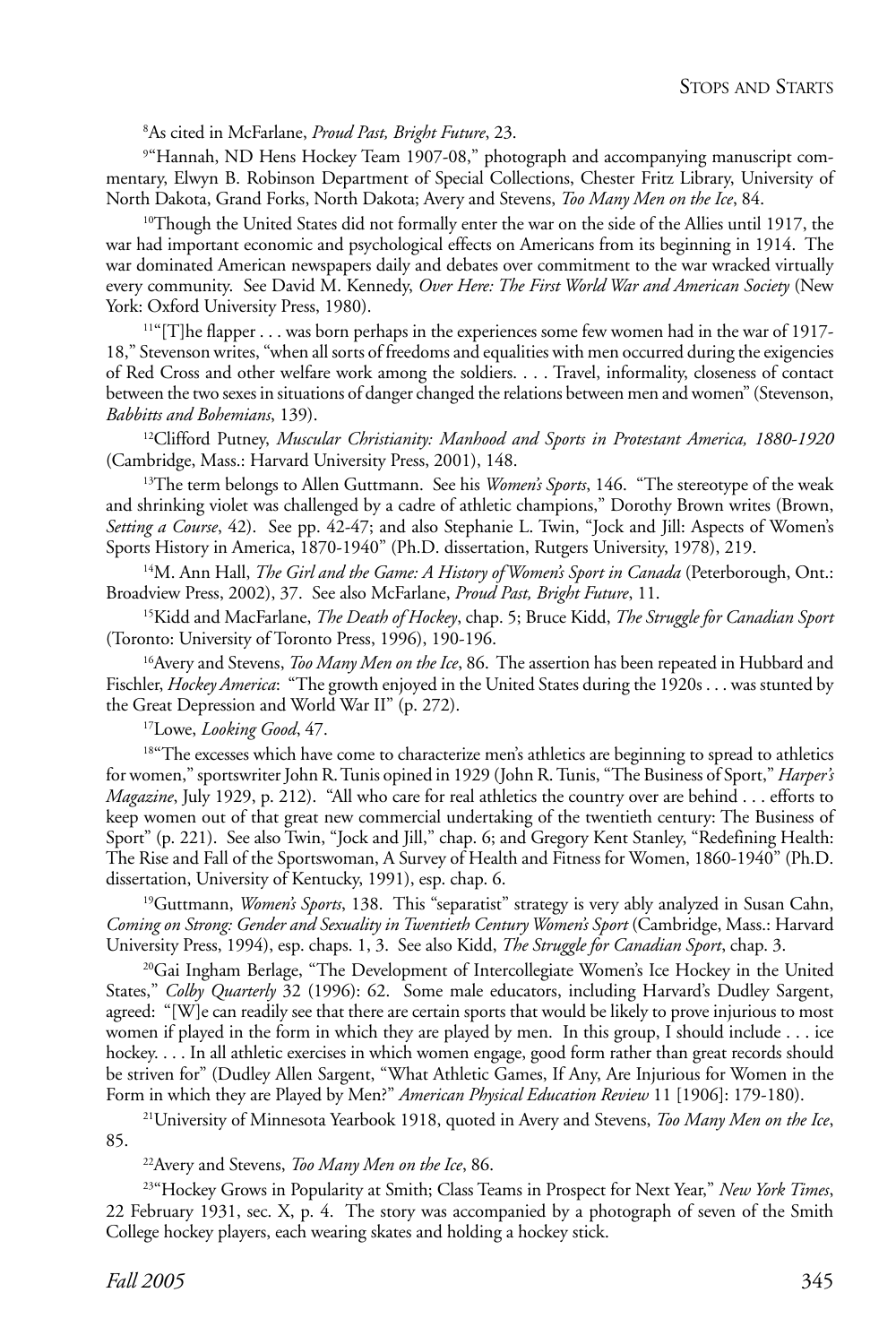[8]As cited in McFarlane, *Proud Past, Bright Future*, 23.

[9]"Hannah, ND Hens Hockey Team 1907-08," photograph and accompanying manuscript commentary, Elwyn B. Robinson Department of Special Collections, Chester Fritz Library, University of North Dakota, Grand Forks, North Dakota; Avery and Stevens, *Too Many Men on the Ice*, 84.

[10]Though the United States did not formally enter the war on the side of the Allies until 1917, the war had important economic and psychological effects on Americans from its beginning in 1914. The war dominated American newspapers daily and debates over commitment to the war wracked virtually every community. See David M. Kennedy, *Over Here: The First World War and American Society* (New York: Oxford University Press, 1980).

[11]"[T]he flapper . . . was born perhaps in the experiences some few women had in the war of 1917-18," Stevenson writes, "when all sorts of freedoms and equalities with men occurred during the exigencies of Red Cross and other welfare work among the soldiers. . . . Travel, informality, closeness of contact between the two sexes in situations of danger changed the relations between men and women" (Stevenson, *Babbitts and Bohemians*, 139).

[12]Clifford Putney, *Muscular Christianity: Manhood and Sports in Protestant America, 1880-1920* (Cambridge, Mass.: Harvard University Press, 2001), 148.

[13]The term belongs to Allen Guttmann. See his *Women's Sports*, 146. "The stereotype of the weak and shrinking violet was challenged by a cadre of athletic champions," Dorothy Brown writes (Brown, *Setting a Course*, 42). See pp. 42-47; and also Stephanie L. Twin, "Jock and Jill: Aspects of Women's Sports History in America, 1870-1940" (Ph.D. dissertation, Rutgers University, 1978), 219.

[14]M. Ann Hall, *The Girl and the Game: A History of Women's Sport in Canada* (Peterborough, Ont.: Broadview Press, 2002), 37. See also McFarlane, *Proud Past, Bright Future*, 11.

[15]Kidd and MacFarlane, *The Death of Hockey*, chap. 5; Bruce Kidd, *The Struggle for Canadian Sport* (Toronto: University of Toronto Press, 1996), 190-196.

[16]Avery and Stevens, *Too Many Men on the Ice*, 86. The assertion has been repeated in Hubbard and Fischler, *Hockey America*: "The growth enjoyed in the United States during the 1920s . . . was stunted by the Great Depression and World War II" (p. 272).

[17]Lowe, *Looking Good*, 47.

[18]"The excesses which have come to characterize men's athletics are beginning to spread to athletics for women," sportswriter John R. Tunis opined in 1929 (John R. Tunis, "The Business of Sport," *Harper's Magazine*, July 1929, p. 212). "All who care for real athletics the country over are behind . . . efforts to keep women out of that great new commercial undertaking of the twentieth century: The Business of Sport" (p. 221). See also Twin, "Jock and Jill," chap. 6; and Gregory Kent Stanley, "Redefining Health: The Rise and Fall of the Sportswoman, A Survey of Health and Fitness for Women, 1860-1940" (Ph.D. dissertation, University of Kentucky, 1991), esp. chap. 6.

[19]Guttmann, *Women's Sports*, 138. This "separatist" strategy is very ably analyzed in Susan Cahn, *Coming on Strong: Gender and Sexuality in Twentieth Century Women's Sport* (Cambridge, Mass.: Harvard University Press, 1994), esp. chaps. 1, 3. See also Kidd, *The Struggle for Canadian Sport*, chap. 3.

[20]Gai Ingham Berlage, "The Development of Intercollegiate Women's Ice Hockey in the United States," *Colby Quarterly* 32 (1996): 62. Some male educators, including Harvard's Dudley Sargent, agreed: "[W]e can readily see that there are certain sports that would be likely to prove injurious to most women if played in the form in which they are played by men. In this group, I should include . . . ice hockey. . . . In all athletic exercises in which women engage, good form rather than great records should be striven for" (Dudley Allen Sargent, "What Athletic Games, If Any, Are Injurious for Women in the Form in which they are Played by Men?" *American Physical Education Review* 11 [1906]: 179-180).

[21]University of Minnesota Yearbook 1918, quoted in Avery and Stevens, *Too Many Men on the Ice*, 85.

[22]Avery and Stevens, *Too Many Men on the Ice*, 86.

[23]"Hockey Grows in Popularity at Smith; Class Teams in Prospect for Next Year," *New York Times*, 22 February 1931, sec. X, p. 4. The story was accompanied by a photograph of seven of the Smith College hockey players, each wearing skates and holding a hockey stick.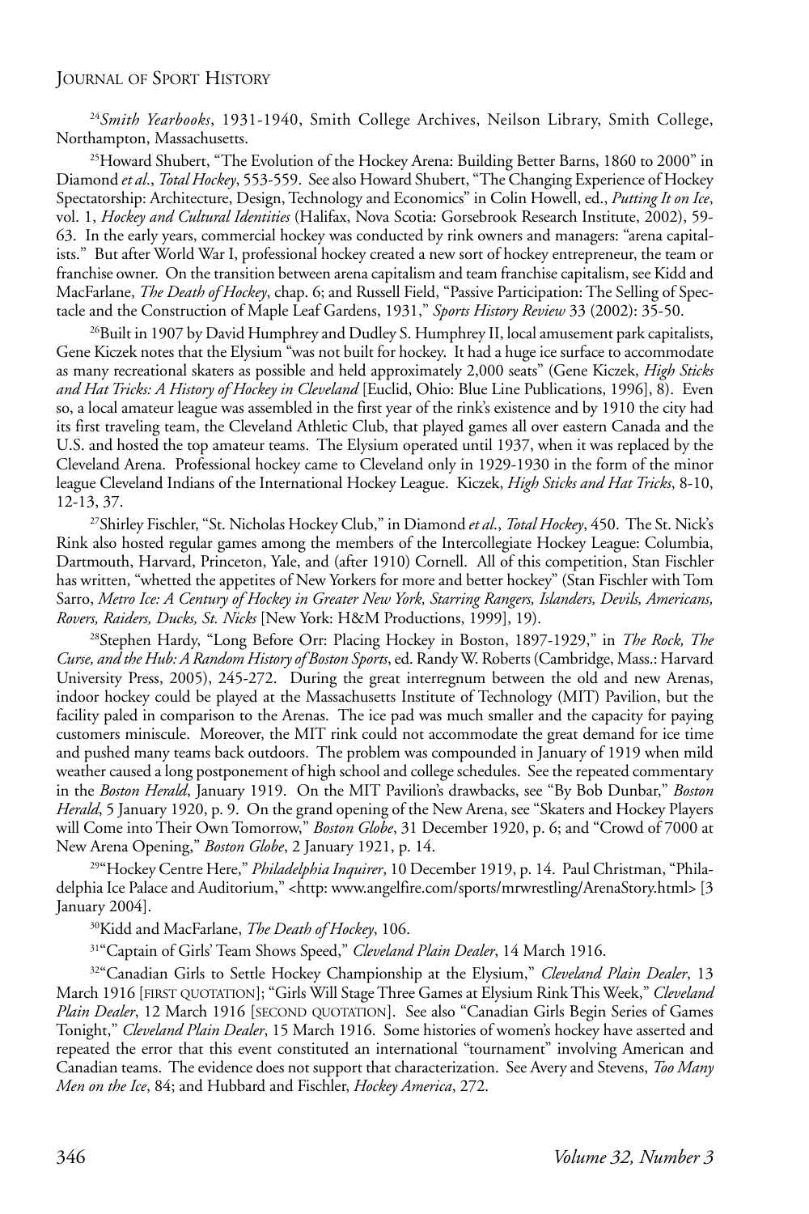[24]*Smith Yearbooks*, 1931-1940, Smith College Archives, Neilson Library, Smith College, Northampton, Massachusetts.

[25]Howard Shubert, "The Evolution of the Hockey Arena: Building Better Barns, 1860 to 2000" in Diamond *et al*., *Total Hockey*, 553-559. See also Howard Shubert, "The Changing Experience of Hockey Spectatorship: Architecture, Design, Technology and Economics" in Colin Howell, ed., *Putting It on Ice*, vol. 1, *Hockey and Cultural Identities* (Halifax, Nova Scotia: Gorsebrook Research Institute, 2002), 59-63. In the early years, commercial hockey was conducted by rink owners and managers: "arena capitalists." But after World War I, professional hockey created a new sort of hockey entrepreneur, the team or franchise owner. On the transition between arena capitalism and team franchise capitalism, see Kidd and MacFarlane, *The Death of Hockey*, chap. 6; and Russell Field, "Passive Participation: The Selling of Spectacle and the Construction of Maple Leaf Gardens, 1931," *Sports History Review* 33 (2002): 35-50.

[26]Built in 1907 by David Humphrey and Dudley S. Humphrey II, local amusement park capitalists, Gene Kiczek notes that the Elysium "was not built for hockey. It had a huge ice surface to accommodate as many recreational skaters as possible and held approximately 2,000 seats" (Gene Kiczek, *High Sticks and Hat Tricks: A History of Hockey in Cleveland* [Euclid, Ohio: Blue Line Publications, 1996], 8). Even so, a local amateur league was assembled in the first year of the rink's existence and by 1910 the city had its first traveling team, the Cleveland Athletic Club, that played games all over eastern Canada and the U.S. and hosted the top amateur teams. The Elysium operated until 1937, when it was replaced by the Cleveland Arena. Professional hockey came to Cleveland only in 1929-1930 in the form of the minor league Cleveland Indians of the International Hockey League. Kiczek, *High Sticks and Hat Tricks*, 8-10, 12-13, 37.

[27]Shirley Fischler, "St. Nicholas Hockey Club," in Diamond *et al*., *Total Hockey*, 450. The St. Nick's Rink also hosted regular games among the members of the Intercollegiate Hockey League: Columbia, Dartmouth, Harvard, Princeton, Yale, and (after 1910) Cornell. All of this competition, Stan Fischler has written, "whetted the appetites of New Yorkers for more and better hockey" (Stan Fischler with Tom Sarro, *Metro Ice: A Century of Hockey in Greater New York, Starring Rangers, Islanders, Devils, Americans, Rovers, Raiders, Ducks, St. Nicks* [New York: H&M Productions, 1999], 19).

[28]Stephen Hardy, "Long Before Orr: Placing Hockey in Boston, 1897-1929," in *The Rock, The Curse, and the Hub: A Random History of Boston Sports*, ed. Randy W. Roberts (Cambridge, Mass.: Harvard University Press, 2005), 245-272. During the great interregnum between the old and new Arenas, indoor hockey could be played at the Massachusetts Institute of Technology (MIT) Pavilion, but the facility paled in comparison to the Arenas. The ice pad was much smaller and the capacity for paying customers miniscule. Moreover, the MIT rink could not accommodate the great demand for ice time and pushed many teams back outdoors. The problem was compounded in January of 1919 when mild weather caused a long postponement of high school and college schedules. See the repeated commentary in the *Boston Herald*, January 1919. On the MIT Pavilion's drawbacks, see "By Bob Dunbar," *Boston Herald*, 5 January 1920, p. 9. On the grand opening of the New Arena, see "Skaters and Hockey Players will Come into Their Own Tomorrow," *Boston Globe*, 31 December 1920, p. 6; and "Crowd of 7000 at New Arena Opening," *Boston Globe*, 2 January 1921, p. 14.

[29]"Hockey Centre Here," *Philadelphia Inquirer*, 10 December 1919, p. 14. Paul Christman, "Philadelphia Ice Palace and Auditorium," <http: www.angelfire.com/sports/mrwrestling/ArenaStory.html> [3 January 2004].

[30]Kidd and MacFarlane, *The Death of Hockey*, 106.

[31]"Captain of Girls' Team Shows Speed," *Cleveland Plain Dealer*, 14 March 1916.

[32]"Canadian Girls to Settle Hockey Championship at the Elysium," *Cleveland Plain Dealer*, 13 March 1916 [FIRST QUOTATION]; "Girls Will Stage Three Games at Elysium Rink This Week," *Cleveland Plain Dealer*, 12 March 1916 [SECOND QUOTATION]. See also "Canadian Girls Begin Series of Games Tonight," *Cleveland Plain Dealer*, 15 March 1916. Some histories of women's hockey have asserted and repeated the error that this event constituted an international "tournament" involving American and Canadian teams. The evidence does not support that characterization. See Avery and Stevens, *Too Many Men on the Ice*, 84; and Hubbard and Fischler, *Hockey America*, 272.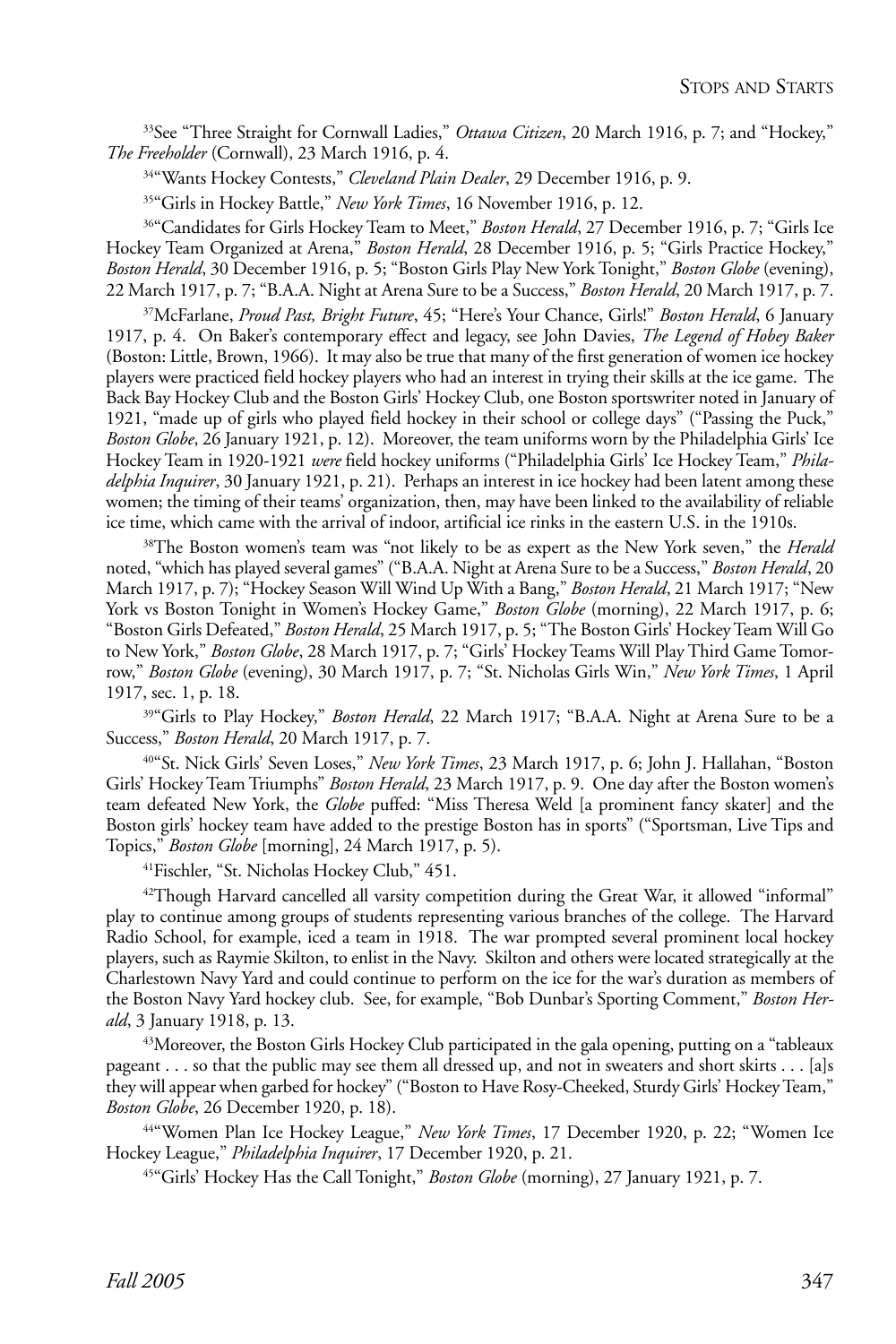[33]See "Three Straight for Cornwall Ladies," *Ottawa Citizen*, 20 March 1916, p. 7; and "Hockey," *The Freeholder* (Cornwall), 23 March 1916, p. 4.

[34]"Wants Hockey Contests," *Cleveland Plain Dealer*, 29 December 1916, p. 9.

[35]"Girls in Hockey Battle," *New York Times*, 16 November 1916, p. 12.

[36]"Candidates for Girls Hockey Team to Meet," *Boston Herald*, 27 December 1916, p. 7; "Girls Ice Hockey Team Organized at Arena," *Boston Herald*, 28 December 1916, p. 5; "Girls Practice Hockey," *Boston Herald*, 30 December 1916, p. 5; "Boston Girls Play New York Tonight," *Boston Globe* (evening), 22 March 1917, p. 7; "B.A.A. Night at Arena Sure to be a Success," *Boston Herald*, 20 March 1917, p. 7.

[37]McFarlane, *Proud Past, Bright Future*, 45; "Here's Your Chance, Girls!" *Boston Herald*, 6 January 1917, p. 4. On Baker's contemporary effect and legacy, see John Davies, *The Legend of Hobey Baker* (Boston: Little, Brown, 1966). It may also be true that many of the first generation of women ice hockey players were practiced field hockey players who had an interest in trying their skills at the ice game. The Back Bay Hockey Club and the Boston Girls' Hockey Club, one Boston sportswriter noted in January of 1921, "made up of girls who played field hockey in their school or college days" ("Passing the Puck," *Boston Globe*, 26 January 1921, p. 12). Moreover, the team uniforms worn by the Philadelphia Girls' Ice Hockey Team in 1920-1921 *were* field hockey uniforms ("Philadelphia Girls' Ice Hockey Team," *Philadelphia Inquirer*, 30 January 1921, p. 21). Perhaps an interest in ice hockey had been latent among these women; the timing of their teams' organization, then, may have been linked to the availability of reliable ice time, which came with the arrival of indoor, artificial ice rinks in the eastern U.S. in the 1910s.

[38]The Boston women's team was "not likely to be as expert as the New York seven," the *Herald* noted, "which has played several games" ("B.A.A. Night at Arena Sure to be a Success," *Boston Herald*, 20 March 1917, p. 7); "Hockey Season Will Wind Up With a Bang," *Boston Herald*, 21 March 1917; "New York vs Boston Tonight in Women's Hockey Game," *Boston Globe* (morning), 22 March 1917, p. 6; "Boston Girls Defeated," *Boston Herald*, 25 March 1917, p. 5; "The Boston Girls' Hockey Team Will Go to New York," *Boston Globe*, 28 March 1917, p. 7; "Girls' Hockey Teams Will Play Third Game Tomorrow," *Boston Globe* (evening), 30 March 1917, p. 7; "St. Nicholas Girls Win," *New York Times*, 1 April 1917, sec. 1, p. 18.

[39]"Girls to Play Hockey," *Boston Herald*, 22 March 1917; "B.A.A. Night at Arena Sure to be a Success," *Boston Herald*, 20 March 1917, p. 7.

[40]"St. Nick Girls' Seven Loses," *New York Times*, 23 March 1917, p. 6; John J. Hallahan, "Boston Girls' Hockey Team Triumphs" *Boston Herald*, 23 March 1917, p. 9. One day after the Boston women's team defeated New York, the *Globe* puffed: "Miss Theresa Weld [a prominent fancy skater] and the Boston girls' hockey team have added to the prestige Boston has in sports" ("Sportsman, Live Tips and Topics," *Boston Globe* [morning], 24 March 1917, p. 5).

[41]Fischler, "St. Nicholas Hockey Club," 451.

[42]Though Harvard cancelled all varsity competition during the Great War, it allowed "informal" play to continue among groups of students representing various branches of the college. The Harvard Radio School, for example, iced a team in 1918. The war prompted several prominent local hockey players, such as Raymie Skilton, to enlist in the Navy. Skilton and others were located strategically at the Charlestown Navy Yard and could continue to perform on the ice for the war's duration as members of the Boston Navy Yard hockey club. See, for example, "Bob Dunbar's Sporting Comment," *Boston Herald*, 3 January 1918, p. 13.

[43]Moreover, the Boston Girls Hockey Club participated in the gala opening, putting on a "tableaux pageant . . . so that the public may see them all dressed up, and not in sweaters and short skirts . . . [a]s they will appear when garbed for hockey" ("Boston to Have Rosy-Cheeked, Sturdy Girls' Hockey Team," *Boston Globe*, 26 December 1920, p. 18).

[44]"Women Plan Ice Hockey League," *New York Times*, 17 December 1920, p. 22; "Women Ice Hockey League," *Philadelphia Inquirer*, 17 December 1920, p. 21.

[45]"Girls' Hockey Has the Call Tonight," *Boston Globe* (morning), 27 January 1921, p. 7.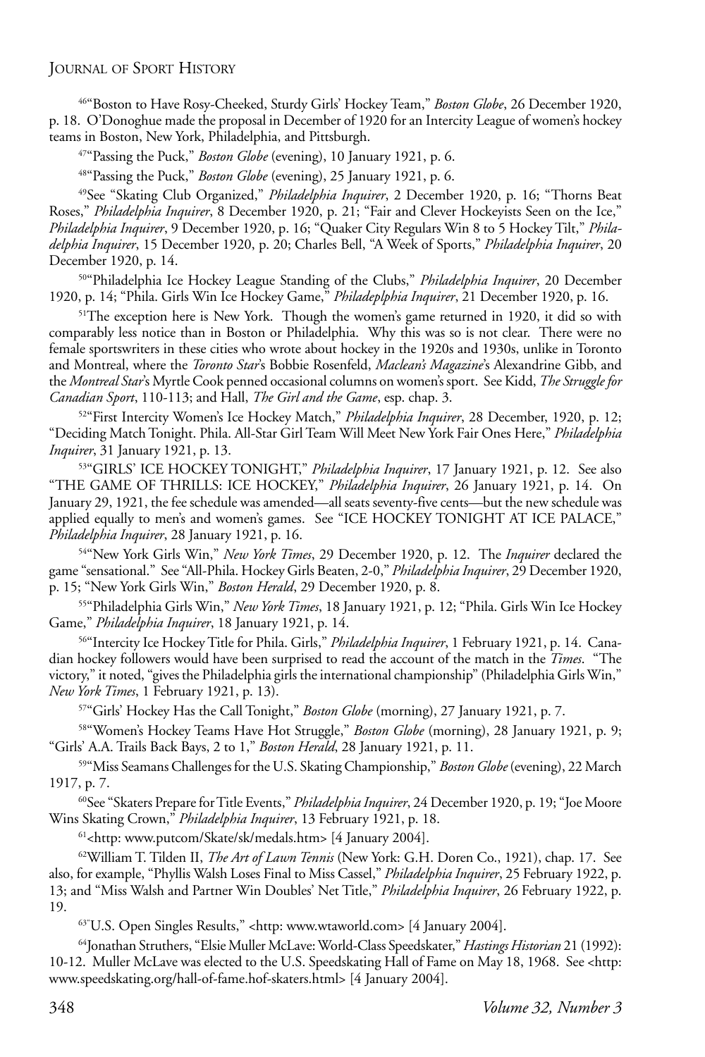[46]"Boston to Have Rosy-Cheeked, Sturdy Girls' Hockey Team," *Boston Globe*, 26 December 1920, p. 18. O'Donoghue made the proposal in December of 1920 for an Intercity League of women's hockey teams in Boston, New York, Philadelphia, and Pittsburgh.

[47]"Passing the Puck," *Boston Globe* (evening), 10 January 1921, p. 6.

[48]"Passing the Puck," *Boston Globe* (evening), 25 January 1921, p. 6.

[49]See "Skating Club Organized," *Philadelphia Inquirer*, 2 December 1920, p. 16; "Thorns Beat Roses," *Philadelphia Inquirer*, 8 December 1920, p. 21; "Fair and Clever Hockeyists Seen on the Ice," *Philadelphia Inquirer*, 9 December 1920, p. 16; "Quaker City Regulars Win 8 to 5 Hockey Tilt," *Philadelphia Inquirer*, 15 December 1920, p. 20; Charles Bell, "A Week of Sports," *Philadelphia Inquirer*, 20 December 1920, p. 14.

[50]"Philadelphia Ice Hockey League Standing of the Clubs," *Philadelphia Inquirer*, 20 December 1920, p. 14; "Phila. Girls Win Ice Hockey Game," *Philadeplphia Inquirer*, 21 December 1920, p. 16.

[51]The exception here is New York. Though the women's game returned in 1920, it did so with comparably less notice than in Boston or Philadelphia. Why this was so is not clear. There were no female sportswriters in these cities who wrote about hockey in the 1920s and 1930s, unlike in Toronto and Montreal, where the *Toronto Star*'s Bobbie Rosenfeld, *Maclean's Magazine*'s Alexandrine Gibb, and the *Montreal Star*'s Myrtle Cook penned occasional columns on women's sport. See Kidd, *The Struggle for Canadian Sport*, 110-113; and Hall, *The Girl and the Game*, esp. chap. 3.

[52]"First Intercity Women's Ice Hockey Match," *Philadelphia Inquirer*, 28 December, 1920, p. 12; "Deciding Match Tonight. Phila. All-Star Girl Team Will Meet New York Fair Ones Here," *Philadelphia Inquirer*, 31 January 1921, p. 13.

[53]"GIRLS' ICE HOCKEY TONIGHT," *Philadelphia Inquirer*, 17 January 1921, p. 12. See also "THE GAME OF THRILLS: ICE HOCKEY," *Philadelphia Inquirer*, 26 January 1921, p. 14. On January 29, 1921, the fee schedule was amended—all seats seventy-five cents—but the new schedule was applied equally to men's and women's games. See "ICE HOCKEY TONIGHT AT ICE PALACE," *Philadelphia Inquirer*, 28 January 1921, p. 16.

[54]"New York Girls Win," *New York Times*, 29 December 1920, p. 12. The *Inquirer* declared the game "sensational." See "All-Phila. Hockey Girls Beaten, 2-0," *Philadelphia Inquirer*, 29 December 1920, p. 15; "New York Girls Win," *Boston Herald*, 29 December 1920, p. 8.

[55]"Philadelphia Girls Win," *New York Times*, 18 January 1921, p. 12; "Phila. Girls Win Ice Hockey Game," *Philadelphia Inquirer*, 18 January 1921, p. 14.

[56]"Intercity Ice Hockey Title for Phila. Girls," *Philadelphia Inquirer*, 1 February 1921, p. 14. Canadian hockey followers would have been surprised to read the account of the match in the *Times*. "The victory," it noted, "gives the Philadelphia girls the international championship" (Philadelphia Girls Win," *New York Times*, 1 February 1921, p. 13).

[57]"Girls' Hockey Has the Call Tonight," *Boston Globe* (morning), 27 January 1921, p. 7.

[58]"Women's Hockey Teams Have Hot Struggle," *Boston Globe* (morning), 28 January 1921, p. 9; "Girls' A.A. Trails Back Bays, 2 to 1," *Boston Herald*, 28 January 1921, p. 11.

[59]"Miss Seamans Challenges for the U.S. Skating Championship," *Boston Globe* (evening), 22 March 1917, p. 7.

[60]See "Skaters Prepare for Title Events," *Philadelphia Inquirer*, 24 December 1920, p. 19; "Joe Moore Wins Skating Crown," *Philadelphia Inquirer*, 13 February 1921, p. 18.

[61]<http: www.putcom/Skate/sk/medals.htm> [4 January 2004].

[62]William T. Tilden II, *The Art of Lawn Tennis* (New York: G.H. Doren Co., 1921), chap. 17. See also, for example, "Phyllis Walsh Loses Final to Miss Cassel," *Philadelphia Inquirer*, 25 February 1922, p. 13; and "Miss Walsh and Partner Win Doubles' Net Title," *Philadelphia Inquirer*, 26 February 1922, p. 19.

[63]"U.S. Open Singles Results," <http: www.wtaworld.com> [4 January 2004].

[64]Jonathan Struthers, "Elsie Muller McLave: World-Class Speedskater," *Hastings Historian* 21 (1992): 10-12. Muller McLave was elected to the U.S. Speedskating Hall of Fame on May 18, 1968. See <http: www.speedskating.org/hall-of-fame.hof-skaters.html> [4 January 2004].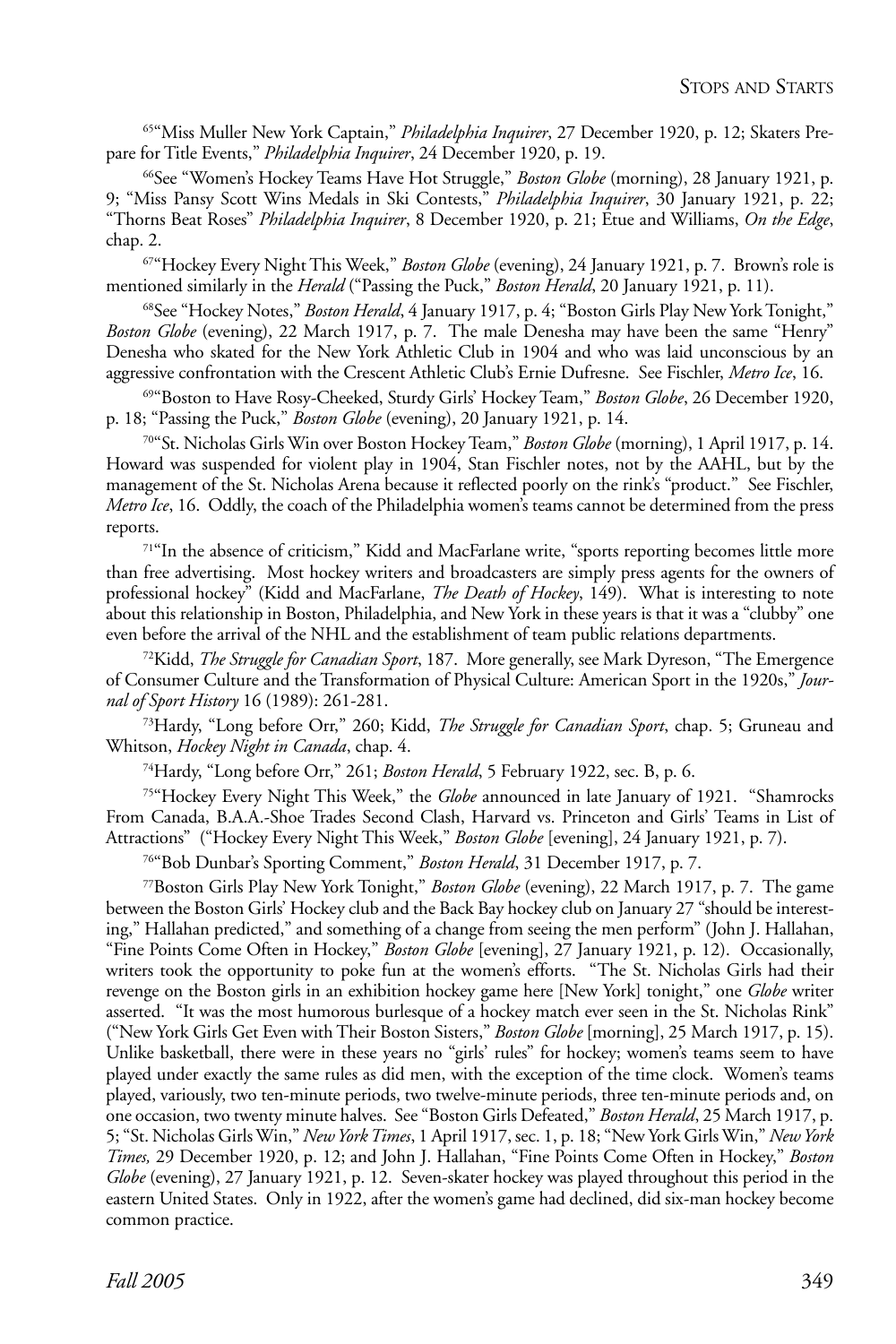[65]"Miss Muller New York Captain," *Philadelphia Inquirer*, 27 December 1920, p. 12; Skaters Prepare for Title Events," *Philadelphia Inquirer*, 24 December 1920, p. 19.

[66]See "Women's Hockey Teams Have Hot Struggle," *Boston Globe* (morning), 28 January 1921, p. 9; "Miss Pansy Scott Wins Medals in Ski Contests," *Philadelphia Inquirer*, 30 January 1921, p. 22; "Thorns Beat Roses" *Philadelphia Inquirer*, 8 December 1920, p. 21; Etue and Williams, *On the Edge*, chap. 2.

[67]"Hockey Every Night This Week," *Boston Globe* (evening), 24 January 1921, p. 7. Brown's role is mentioned similarly in the *Herald* ("Passing the Puck," *Boston Herald*, 20 January 1921, p. 11).

[68]See "Hockey Notes," *Boston Herald*, 4 January 1917, p. 4; "Boston Girls Play New York Tonight," *Boston Globe* (evening), 22 March 1917, p. 7. The male Denesha may have been the same "Henry" Denesha who skated for the New York Athletic Club in 1904 and who was laid unconscious by an aggressive confrontation with the Crescent Athletic Club's Ernie Dufresne. See Fischler, *Metro Ice*, 16.

[69]"Boston to Have Rosy-Cheeked, Sturdy Girls' Hockey Team," *Boston Globe*, 26 December 1920, p. 18; "Passing the Puck," *Boston Globe* (evening), 20 January 1921, p. 14.

[70]"St. Nicholas Girls Win over Boston Hockey Team," *Boston Globe* (morning), 1 April 1917, p. 14. Howard was suspended for violent play in 1904, Stan Fischler notes, not by the AAHL, but by the management of the St. Nicholas Arena because it reflected poorly on the rink's "product." See Fischler, *Metro Ice*, 16. Oddly, the coach of the Philadelphia women's teams cannot be determined from the press reports.

[71]"In the absence of criticism," Kidd and MacFarlane write, "sports reporting becomes little more than free advertising. Most hockey writers and broadcasters are simply press agents for the owners of professional hockey" (Kidd and MacFarlane, *The Death of Hockey*, 149). What is interesting to note about this relationship in Boston, Philadelphia, and New York in these years is that it was a "clubby" one even before the arrival of the NHL and the establishment of team public relations departments.

[72]Kidd, *The Struggle for Canadian Sport*, 187. More generally, see Mark Dyreson, "The Emergence of Consumer Culture and the Transformation of Physical Culture: American Sport in the 1920s," *Journal of Sport History* 16 (1989): 261-281.

[73]Hardy, "Long before Orr," 260; Kidd, *The Struggle for Canadian Sport*, chap. 5; Gruneau and Whitson, *Hockey Night in Canada*, chap. 4.

[74]Hardy, "Long before Orr," 261; *Boston Herald*, 5 February 1922, sec. B, p. 6.

[75]"Hockey Every Night This Week," the *Globe* announced in late January of 1921. "Shamrocks From Canada, B.A.A.-Shoe Trades Second Clash, Harvard vs. Princeton and Girls' Teams in List of Attractions" ("Hockey Every Night This Week," *Boston Globe* [evening], 24 January 1921, p. 7).

[76]"Bob Dunbar's Sporting Comment," *Boston Herald*, 31 December 1917, p. 7.

[77]Boston Girls Play New York Tonight," *Boston Globe* (evening), 22 March 1917, p. 7. The game between the Boston Girls' Hockey club and the Back Bay hockey club on January 27 "should be interesting," Hallahan predicted," and something of a change from seeing the men perform" (John J. Hallahan, "Fine Points Come Often in Hockey," *Boston Globe* [evening], 27 January 1921, p. 12). Occasionally, writers took the opportunity to poke fun at the women's efforts. "The St. Nicholas Girls had their revenge on the Boston girls in an exhibition hockey game here [New York] tonight," one *Globe* writer asserted. "It was the most humorous burlesque of a hockey match ever seen in the St. Nicholas Rink" ("New York Girls Get Even with Their Boston Sisters," *Boston Globe* [morning], 25 March 1917, p. 15). Unlike basketball, there were in these years no "girls' rules" for hockey; women's teams seem to have played under exactly the same rules as did men, with the exception of the time clock. Women's teams played, variously, two ten-minute periods, two twelve-minute periods, three ten-minute periods and, on one occasion, two twenty minute halves. See "Boston Girls Defeated," *Boston Herald*, 25 March 1917, p. 5; "St. Nicholas Girls Win," *New York Times*, 1 April 1917, sec. 1, p. 18; "New York Girls Win," *New York Times,* 29 December 1920, p. 12; and John J. Hallahan, "Fine Points Come Often in Hockey," *Boston Globe* (evening), 27 January 1921, p. 12. Seven-skater hockey was played throughout this period in the eastern United States. Only in 1922, after the women's game had declined, did six-man hockey become common practice.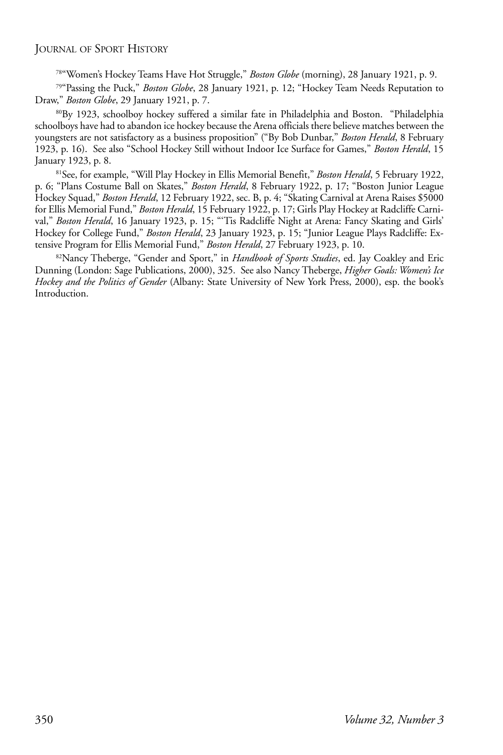[78]"Women's Hockey Teams Have Hot Struggle," *Boston Globe* (morning), 28 January 1921, p. 9.

[79]"Passing the Puck," *Boston Globe*, 28 January 1921, p. 12; "Hockey Team Needs Reputation to Draw," *Boston Globe*, 29 January 1921, p. 7.

[80]By 1923, schoolboy hockey suffered a similar fate in Philadelphia and Boston. "Philadelphia schoolboys have had to abandon ice hockey because the Arena officials there believe matches between the youngsters are not satisfactory as a business proposition" ("By Bob Dunbar," *Boston Herald*, 8 February 1923, p. 16). See also "School Hockey Still without Indoor Ice Surface for Games," *Boston Herald*, 15 January 1923, p. 8.

[81]See, for example, "Will Play Hockey in Ellis Memorial Benefit," *Boston Herald*, 5 February 1922, p. 6; "Plans Costume Ball on Skates," *Boston Herald*, 8 February 1922, p. 17; "Boston Junior League Hockey Squad," *Boston Herald*, 12 February 1922, sec. B, p. 4; "Skating Carnival at Arena Raises $5000 for Ellis Memorial Fund," *Boston Herald*, 15 February 1922, p. 17; Girls Play Hockey at Radcliffe Carnival," *Boston Herald*, 16 January 1923, p. 15; "'Tis Radcliffe Night at Arena: Fancy Skating and Girls' Hockey for College Fund," *Boston Herald*, 23 January 1923, p. 15; "Junior League Plays Radcliffe: Extensive Program for Ellis Memorial Fund," *Boston Herald*, 27 February 1923, p. 10.

[82]Nancy Theberge, "Gender and Sport," in *Handbook of Sports Studies*, ed. Jay Coakley and Eric Dunning (London: Sage Publications, 2000), 325. See also Nancy Theberge, *Higher Goals: Women's Ice Hockey and the Politics of Gender* (Albany: State University of New York Press, 2000), esp. the book's Introduction.